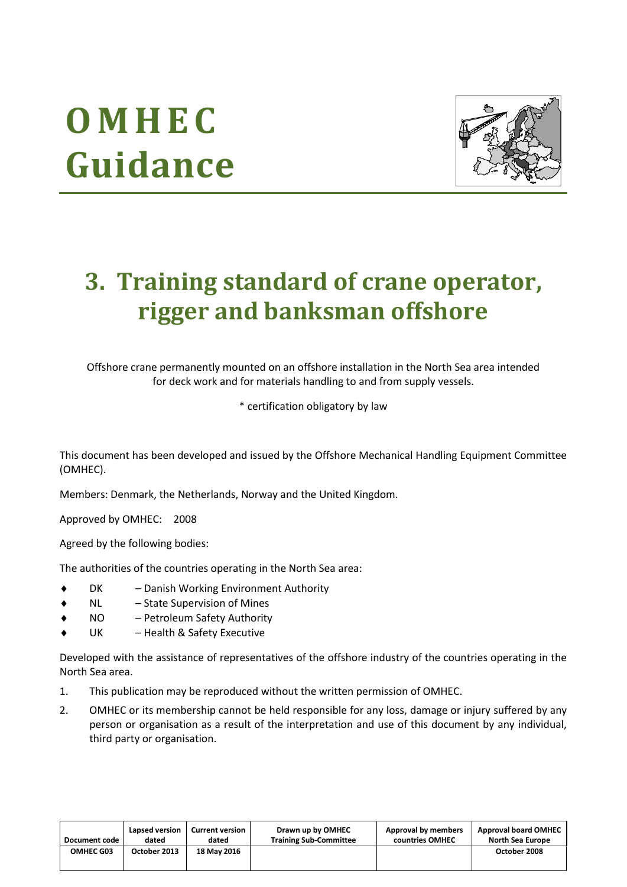# OMHEC Guidance

## 3. Training standard of crane operator, rigger and banksman offshore

Offshore crane permanently mounted on an offshore installation in the North Sea area intended for deck work and for materials handling to and from supply vessels.

* certification obligatory by law

This document has been developed and issued by the Offshore Mechanical Handling Equipment Committee (OMHEC).

Members: Denmark, the Netherlands, Norway and the United Kingdom.

Approved by OMHEC: 2008

Agreed by the following bodies:

The authorities of the countries operating in the North Sea area:

- DK – Danish Working Environment Authority
- NL – State Supervision of Mines
- NO – Petroleum Safety Authority
- UK – Health & Safety Executive

Developed with the assistance of representatives of the offshore industry of the countries operating in the North Sea area.

1. This publication may be reproduced without the written permission of OMHEC.
2. OMHEC or its membership cannot be held responsible for any loss, damage or injury suffered by any person or organisation as a result of the interpretation and use of this document by any individual, third party or organisation.

| Document code | Lapsed version dated | Current version dated | Drawn up by OMHEC Training Sub-Committee | Approval by members countries OMHEC | Approval board OMHEC North Sea Europe |
|---|---|---|---|---|---|
| OMHEC G03 | October 2013 | 18 May 2016 | | | October 2008 |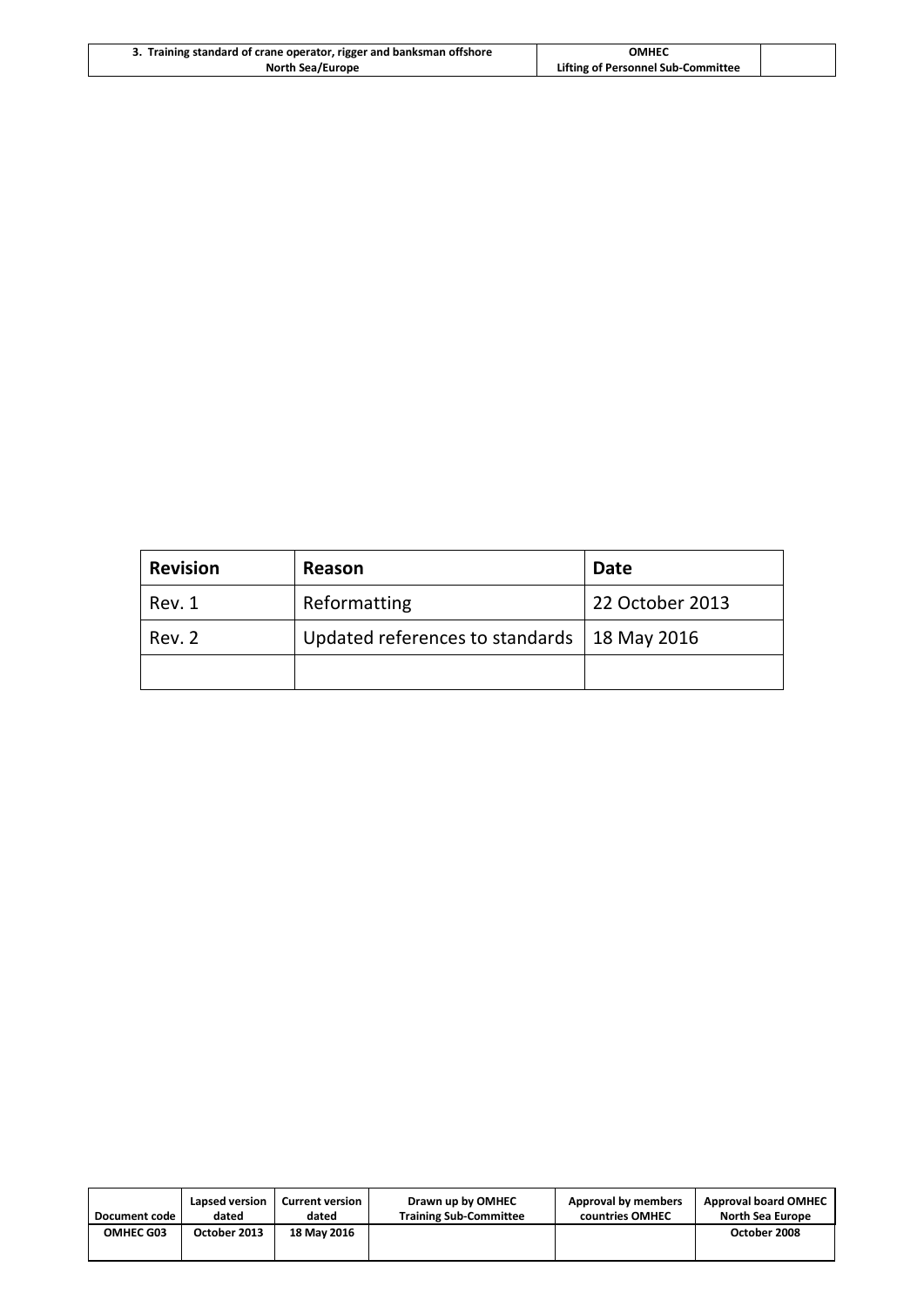| Revision | Reason | Date |
|---|---|---|
| Rev. 1 | Reformatting | 22 October 2013 |
| Rev. 2 | Updated references to standards | 18 May 2016 |
| | | |

| Document code | Lapsed version dated | Current version dated | Drawn up by OMHEC Training Sub-Committee | Approval by members countries OMHEC | Approval board OMHEC North Sea Europe |
|---|---|---|---|---|---|
| OMHEC G03 | October 2013 | 18 May 2016 | | | October 2008 |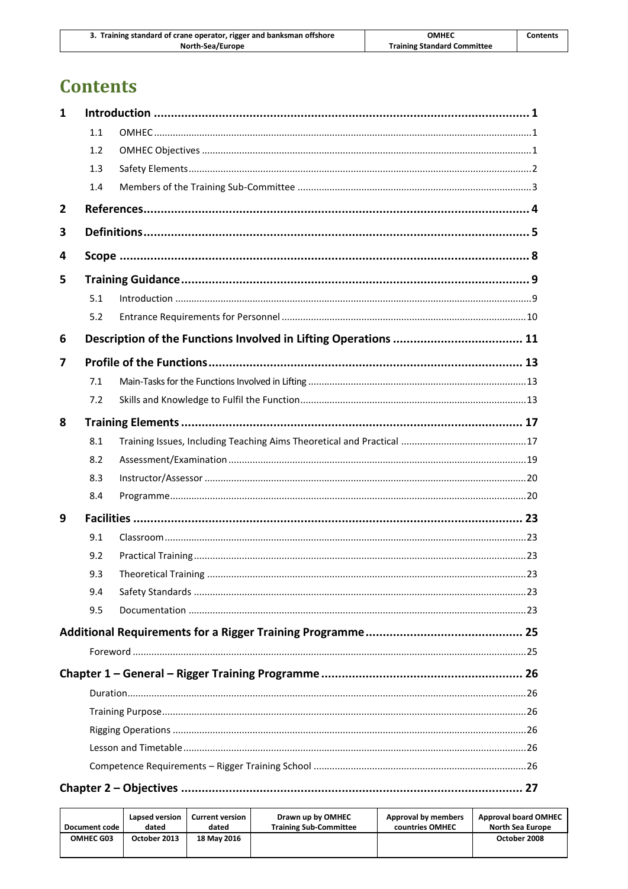# Contents

| | | | |
|---|---|---|---|
| **1** | **Introduction** | | **1** |
| | 1.1 | OMHEC | 1 |
| | 1.2 | OMHEC Objectives | 1 |
| | 1.3 | Safety Elements | 2 |
| | 1.4 | Members of the Training Sub-Committee | 3 |
| **2** | **References** | | **4** |
| **3** | **Definitions** | | **5** |
| **4** | **Scope** | | **8** |
| **5** | **Training Guidance** | | **9** |
| | 5.1 | Introduction | 9 |
| | 5.2 | Entrance Requirements for Personnel | 10 |
| **6** | **Description of the Functions Involved in Lifting Operations** | | **11** |
| **7** | **Profile of the Functions** | | **13** |
| | 7.1 | Main-Tasks for the Functions Involved in Lifting | 13 |
| | 7.2 | Skills and Knowledge to Fulfil the Function | 13 |
| **8** | **Training Elements** | | **17** |
| | 8.1 | Training Issues, Including Teaching Aims Theoretical and Practical | 17 |
| | 8.2 | Assessment/Examination | 19 |
| | 8.3 | Instructor/Assessor | 20 |
| | 8.4 | Programme | 20 |
| **9** | **Facilities** | | **23** |
| | 9.1 | Classroom | 23 |
| | 9.2 | Practical Training | 23 |
| | 9.3 | Theoretical Training | 23 |
| | 9.4 | Safety Standards | 23 |
| | 9.5 | Documentation | 23 |

**Additional Requirements for a Rigger Training Programme** ..... **25**

- Foreword ..... 25

**Chapter 1 – General – Rigger Training Programme** ..... **26**

- Duration ..... 26
- Training Purpose ..... 26
- Rigging Operations ..... 26
- Lesson and Timetable ..... 26
- Competence Requirements – Rigger Training School ..... 26

**Chapter 2 – Objectives** ..... **27**

| Document code | Lapsed version dated | Current version dated | Drawn up by OMHEC Training Sub-Committee | Approval by members countries OMHEC | Approval board OMHEC North Sea Europe |
|---|---|---|---|---|---|
| OMHEC G03 | October 2013 | 18 May 2016 | | | October 2008 |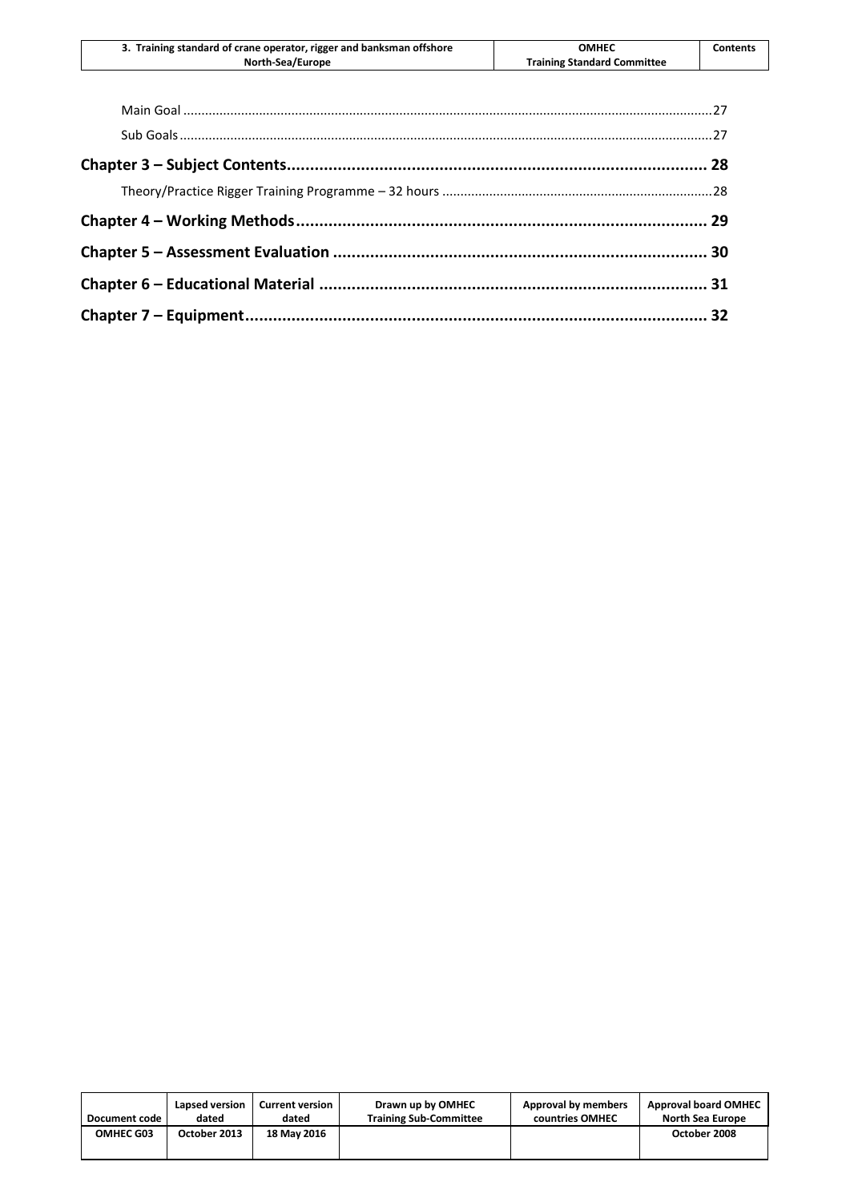Main Goal .....27

Sub Goals .....27

**Chapter 3 – Subject Contents..... 28**

Theory/Practice Rigger Training Programme – 32 hours .....28

**Chapter 4 – Working Methods..... 29**

**Chapter 5 – Assessment Evaluation ..... 30**

**Chapter 6 – Educational Material ..... 31**

**Chapter 7 – Equipment..... 32**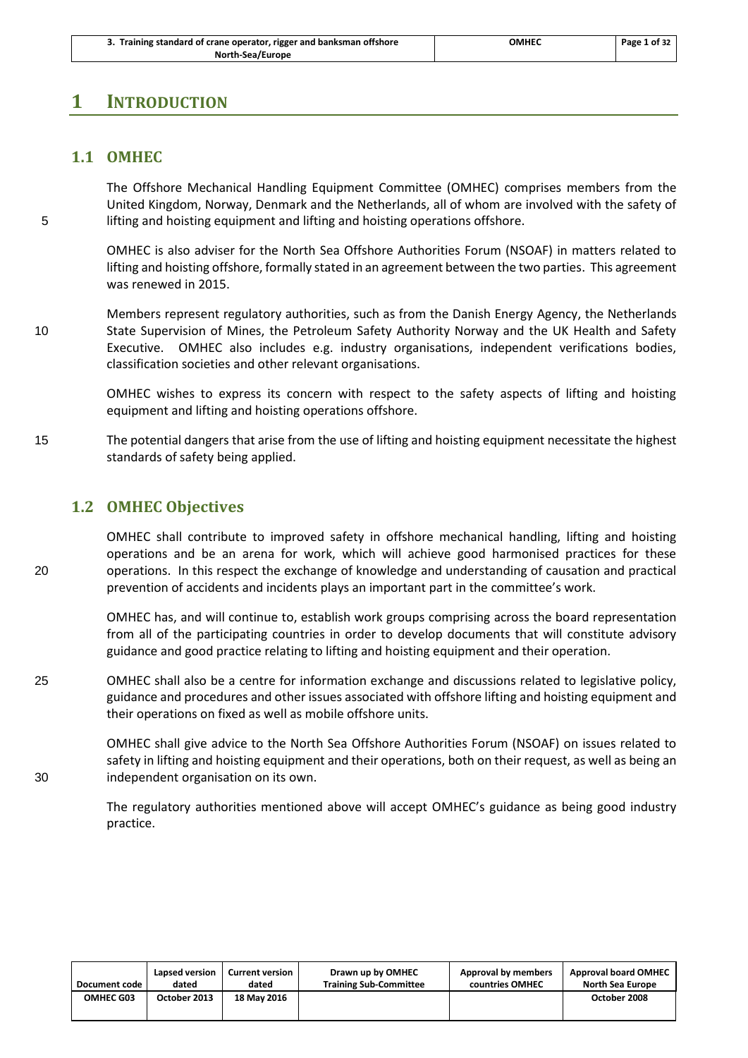# 1 INTRODUCTION

## 1.1 OMHEC

The Offshore Mechanical Handling Equipment Committee (OMHEC) comprises members from the United Kingdom, Norway, Denmark and the Netherlands, all of whom are involved with the safety of lifting and hoisting equipment and lifting and hoisting operations offshore.

OMHEC is also adviser for the North Sea Offshore Authorities Forum (NSOAF) in matters related to lifting and hoisting offshore, formally stated in an agreement between the two parties. This agreement was renewed in 2015.

Members represent regulatory authorities, such as from the Danish Energy Agency, the Netherlands State Supervision of Mines, the Petroleum Safety Authority Norway and the UK Health and Safety Executive. OMHEC also includes e.g. industry organisations, independent verifications bodies, classification societies and other relevant organisations.

OMHEC wishes to express its concern with respect to the safety aspects of lifting and hoisting equipment and lifting and hoisting operations offshore.

The potential dangers that arise from the use of lifting and hoisting equipment necessitate the highest standards of safety being applied.

## 1.2 OMHEC Objectives

OMHEC shall contribute to improved safety in offshore mechanical handling, lifting and hoisting operations and be an arena for work, which will achieve good harmonised practices for these operations. In this respect the exchange of knowledge and understanding of causation and practical prevention of accidents and incidents plays an important part in the committee's work.

OMHEC has, and will continue to, establish work groups comprising across the board representation from all of the participating countries in order to develop documents that will constitute advisory guidance and good practice relating to lifting and hoisting equipment and their operation.

OMHEC shall also be a centre for information exchange and discussions related to legislative policy, guidance and procedures and other issues associated with offshore lifting and hoisting equipment and their operations on fixed as well as mobile offshore units.

OMHEC shall give advice to the North Sea Offshore Authorities Forum (NSOAF) on issues related to safety in lifting and hoisting equipment and their operations, both on their request, as well as being an independent organisation on its own.

The regulatory authorities mentioned above will accept OMHEC's guidance as being good industry practice.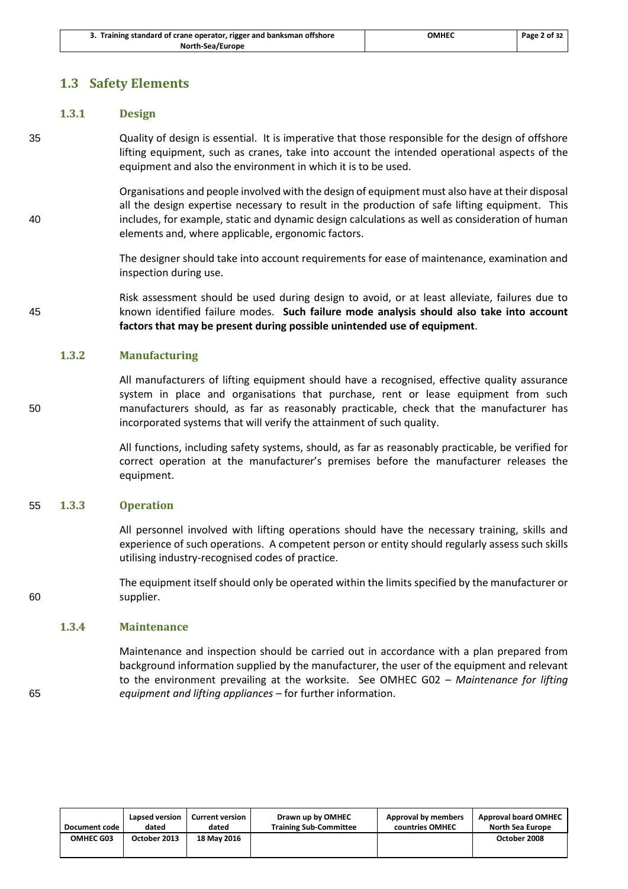## 1.3 Safety Elements

### 1.3.1 Design

Quality of design is essential. It is imperative that those responsible for the design of offshore lifting equipment, such as cranes, take into account the intended operational aspects of the equipment and also the environment in which it is to be used.

Organisations and people involved with the design of equipment must also have at their disposal all the design expertise necessary to result in the production of safe lifting equipment. This includes, for example, static and dynamic design calculations as well as consideration of human elements and, where applicable, ergonomic factors.

The designer should take into account requirements for ease of maintenance, examination and inspection during use.

Risk assessment should be used during design to avoid, or at least alleviate, failures due to known identified failure modes. **Such failure mode analysis should also take into account factors that may be present during possible unintended use of equipment**.

### 1.3.2 Manufacturing

All manufacturers of lifting equipment should have a recognised, effective quality assurance system in place and organisations that purchase, rent or lease equipment from such manufacturers should, as far as reasonably practicable, check that the manufacturer has incorporated systems that will verify the attainment of such quality.

All functions, including safety systems, should, as far as reasonably practicable, be verified for correct operation at the manufacturer's premises before the manufacturer releases the equipment.

### 1.3.3 Operation

All personnel involved with lifting operations should have the necessary training, skills and experience of such operations. A competent person or entity should regularly assess such skills utilising industry-recognised codes of practice.

The equipment itself should only be operated within the limits specified by the manufacturer or supplier.

### 1.3.4 Maintenance

Maintenance and inspection should be carried out in accordance with a plan prepared from background information supplied by the manufacturer, the user of the equipment and relevant to the environment prevailing at the worksite. See OMHEC G02 – *Maintenance for lifting equipment and lifting appliances* – for further information.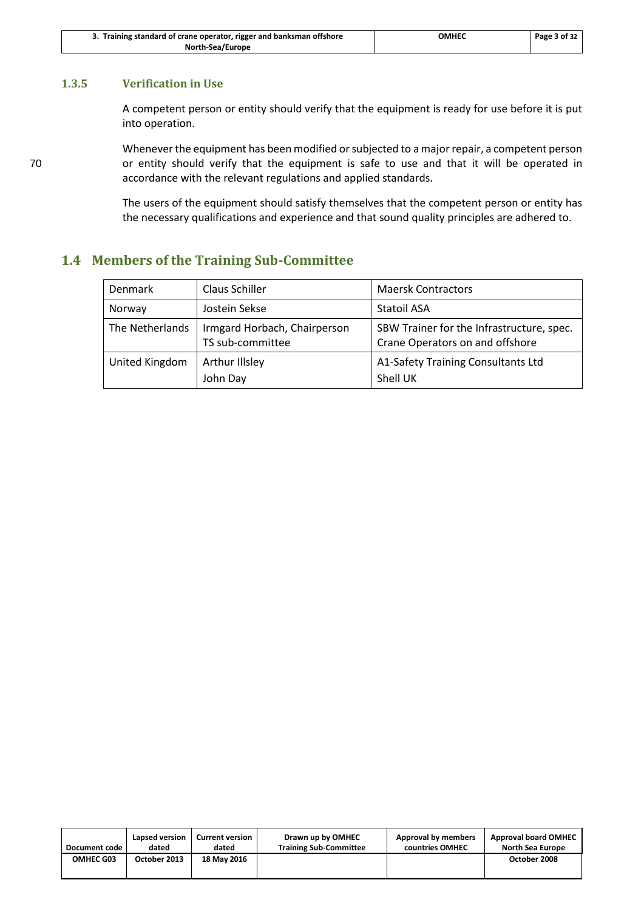### 1.3.5 Verification in Use

A competent person or entity should verify that the equipment is ready for use before it is put into operation.

Whenever the equipment has been modified or subjected to a major repair, a competent person or entity should verify that the equipment is safe to use and that it will be operated in accordance with the relevant regulations and applied standards.

The users of the equipment should satisfy themselves that the competent person or entity has the necessary qualifications and experience and that sound quality principles are adhered to.

## 1.4 Members of the Training Sub-Committee

| | | |
|---|---|---|
| Denmark | Claus Schiller | Maersk Contractors |
| Norway | Jostein Sekse | Statoil ASA |
| The Netherlands | Irmgard Horbach, Chairperson TS sub-committee | SBW Trainer for the Infrastructure, spec. Crane Operators on and offshore |
| United Kingdom | Arthur Illsley<br>John Day | A1-Safety Training Consultants Ltd<br>Shell UK |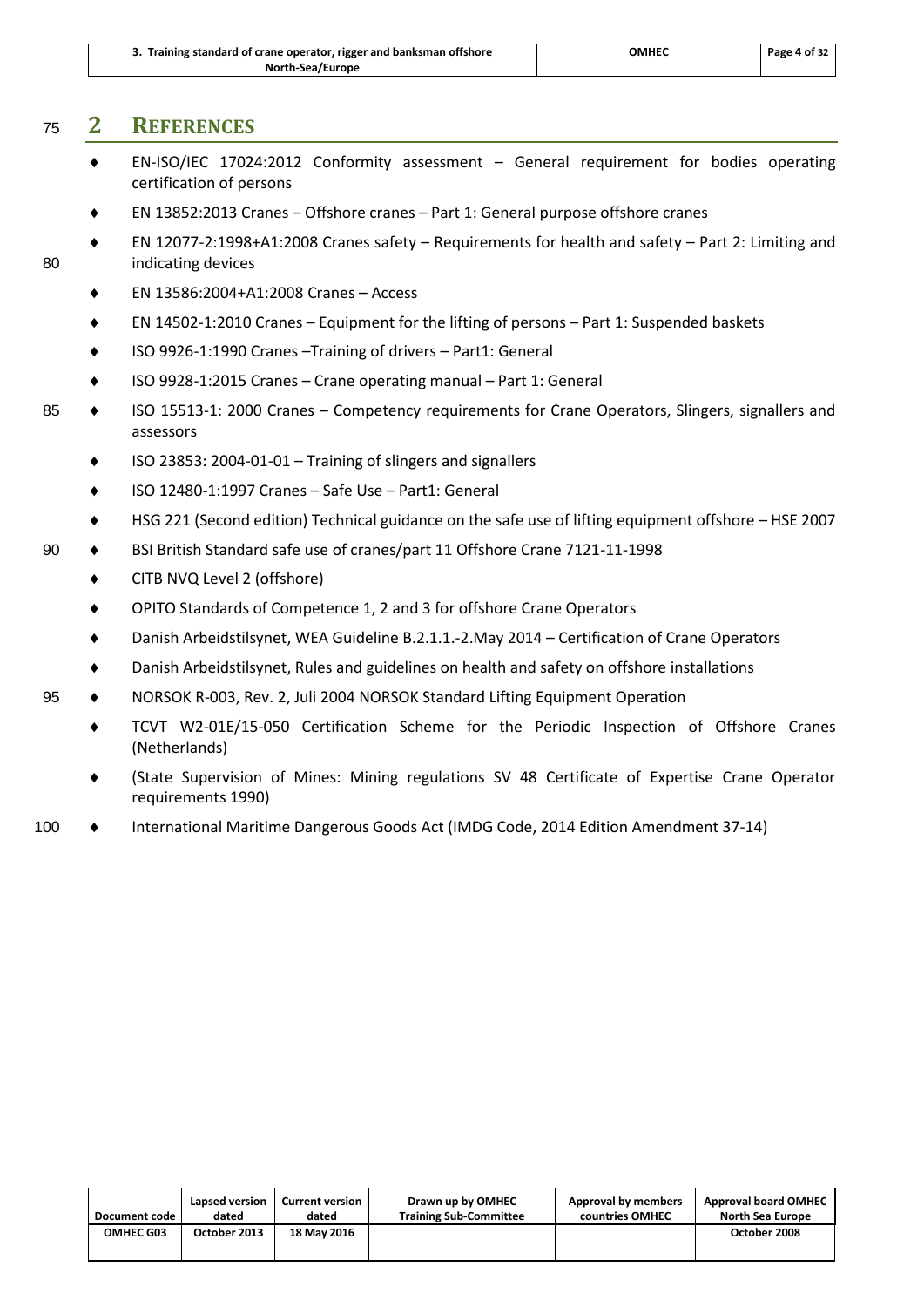# 2 REFERENCES

- EN-ISO/IEC 17024:2012 Conformity assessment – General requirement for bodies operating certification of persons
- EN 13852:2013 Cranes – Offshore cranes – Part 1: General purpose offshore cranes
- EN 12077-2:1998+A1:2008 Cranes safety – Requirements for health and safety – Part 2: Limiting and indicating devices
- EN 13586:2004+A1:2008 Cranes – Access
- EN 14502-1:2010 Cranes – Equipment for the lifting of persons – Part 1: Suspended baskets
- ISO 9926-1:1990 Cranes –Training of drivers – Part1: General
- ISO 9928-1:2015 Cranes – Crane operating manual – Part 1: General
- ISO 15513-1: 2000 Cranes – Competency requirements for Crane Operators, Slingers, signallers and assessors
- ISO 23853: 2004-01-01 – Training of slingers and signallers
- ISO 12480-1:1997 Cranes – Safe Use – Part1: General
- HSG 221 (Second edition) Technical guidance on the safe use of lifting equipment offshore – HSE 2007
- BSI British Standard safe use of cranes/part 11 Offshore Crane 7121-11-1998
- CITB NVQ Level 2 (offshore)
- OPITO Standards of Competence 1, 2 and 3 for offshore Crane Operators
- Danish Arbeidstilsynet, WEA Guideline B.2.1.1.-2.May 2014 – Certification of Crane Operators
- Danish Arbeidstilsynet, Rules and guidelines on health and safety on offshore installations
- NORSOK R-003, Rev. 2, Juli 2004 NORSOK Standard Lifting Equipment Operation
- TCVT W2-01E/15-050 Certification Scheme for the Periodic Inspection of Offshore Cranes (Netherlands)
- (State Supervision of Mines: Mining regulations SV 48 Certificate of Expertise Crane Operator requirements 1990)
- International Maritime Dangerous Goods Act (IMDG Code, 2014 Edition Amendment 37-14)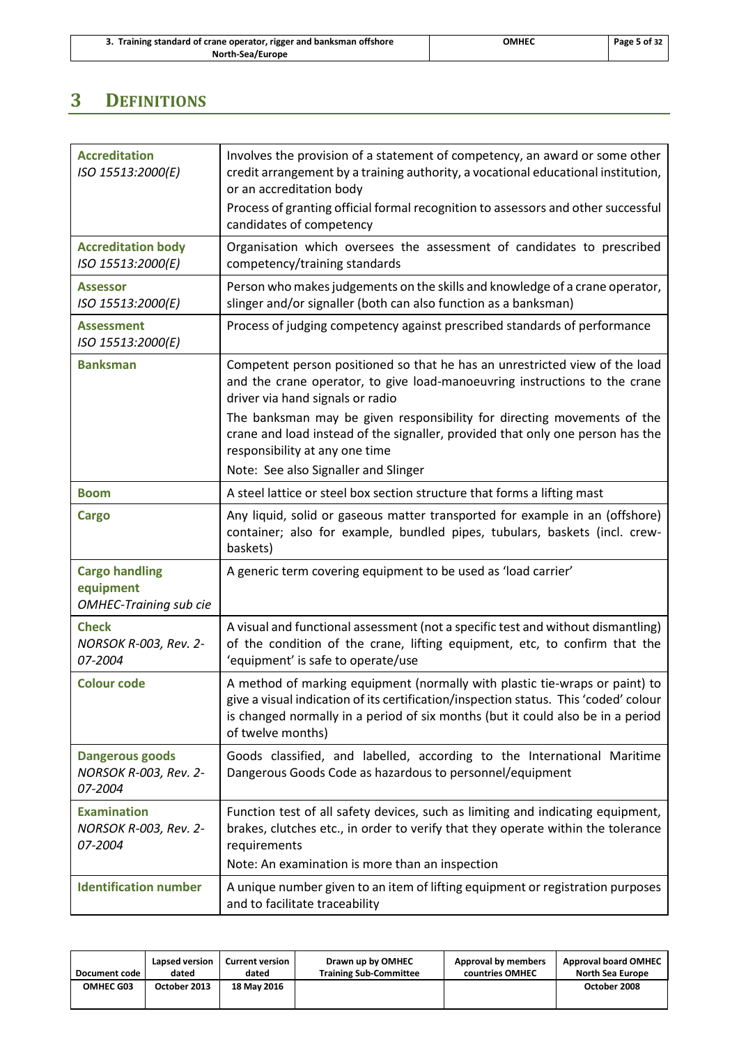# 3 DEFINITIONS

| Term | Definition |
|---|---|
| **Accreditation** *ISO 15513:2000(E)* | Involves the provision of a statement of competency, an award or some other credit arrangement by a training authority, a vocational educational institution, or an accreditation body<br>Process of granting official formal recognition to assessors and other successful candidates of competency |
| **Accreditation body** *ISO 15513:2000(E)* | Organisation which oversees the assessment of candidates to prescribed competency/training standards |
| **Assessor** *ISO 15513:2000(E)* | Person who makes judgements on the skills and knowledge of a crane operator, slinger and/or signaller (both can also function as a banksman) |
| **Assessment** *ISO 15513:2000(E)* | Process of judging competency against prescribed standards of performance |
| **Banksman** | Competent person positioned so that he has an unrestricted view of the load and the crane operator, to give load-manoeuvring instructions to the crane driver via hand signals or radio<br>The banksman may be given responsibility for directing movements of the crane and load instead of the signaller, provided that only one person has the responsibility at any one time<br>Note: See also Signaller and Slinger |
| **Boom** | A steel lattice or steel box section structure that forms a lifting mast |
| **Cargo** | Any liquid, solid or gaseous matter transported for example in an (offshore) container; also for example, bundled pipes, tubulars, baskets (incl. crew-baskets) |
| **Cargo handling equipment** *OMHEC-Training sub cie* | A generic term covering equipment to be used as 'load carrier' |
| **Check** *NORSOK R-003, Rev. 2-07-2004* | A visual and functional assessment (not a specific test and without dismantling) of the condition of the crane, lifting equipment, etc, to confirm that the 'equipment' is safe to operate/use |
| **Colour code** | A method of marking equipment (normally with plastic tie-wraps or paint) to give a visual indication of its certification/inspection status. This 'coded' colour is changed normally in a period of six months (but it could also be in a period of twelve months) |
| **Dangerous goods** *NORSOK R-003, Rev. 2-07-2004* | Goods classified, and labelled, according to the International Maritime Dangerous Goods Code as hazardous to personnel/equipment |
| **Examination** *NORSOK R-003, Rev. 2-07-2004* | Function test of all safety devices, such as limiting and indicating equipment, brakes, clutches etc., in order to verify that they operate within the tolerance requirements<br>Note: An examination is more than an inspection |
| **Identification number** | A unique number given to an item of lifting equipment or registration purposes and to facilitate traceability |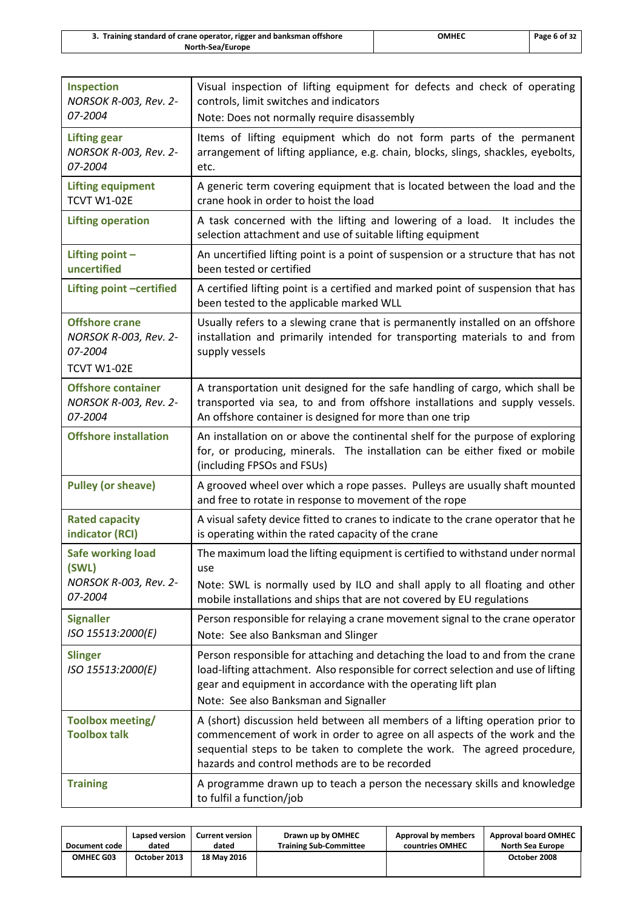| | |
|---|---|
| **Inspection**<br>*NORSOK R-003, Rev. 2-07-2004* | Visual inspection of lifting equipment for defects and check of operating controls, limit switches and indicators<br>Note: Does not normally require disassembly |
| **Lifting gear**<br>*NORSOK R-003, Rev. 2-07-2004* | Items of lifting equipment which do not form parts of the permanent arrangement of lifting appliance, e.g. chain, blocks, slings, shackles, eyebolts, etc. |
| **Lifting equipment**<br>TCVT W1-02E | A generic term covering equipment that is located between the load and the crane hook in order to hoist the load |
| **Lifting operation** | A task concerned with the lifting and lowering of a load. It includes the selection attachment and use of suitable lifting equipment |
| **Lifting point – uncertified** | An uncertified lifting point is a point of suspension or a structure that has not been tested or certified |
| **Lifting point –certified** | A certified lifting point is a certified and marked point of suspension that has been tested to the applicable marked WLL |
| **Offshore crane**<br>*NORSOK R-003, Rev. 2-07-2004*<br>TCVT W1-02E | Usually refers to a slewing crane that is permanently installed on an offshore installation and primarily intended for transporting materials to and from supply vessels |
| **Offshore container**<br>*NORSOK R-003, Rev. 2-07-2004* | A transportation unit designed for the safe handling of cargo, which shall be transported via sea, to and from offshore installations and supply vessels. An offshore container is designed for more than one trip |
| **Offshore installation** | An installation on or above the continental shelf for the purpose of exploring for, or producing, minerals. The installation can be either fixed or mobile (including FPSOs and FSUs) |
| **Pulley (or sheave)** | A grooved wheel over which a rope passes. Pulleys are usually shaft mounted and free to rotate in response to movement of the rope |
| **Rated capacity indicator (RCI)** | A visual safety device fitted to cranes to indicate to the crane operator that he is operating within the rated capacity of the crane |
| **Safe working load (SWL)**<br>*NORSOK R-003, Rev. 2-07-2004* | The maximum load the lifting equipment is certified to withstand under normal use<br>Note: SWL is normally used by ILO and shall apply to all floating and other mobile installations and ships that are not covered by EU regulations |
| **Signaller**<br>*ISO 15513:2000(E)* | Person responsible for relaying a crane movement signal to the crane operator<br>Note: See also Banksman and Slinger |
| **Slinger**<br>*ISO 15513:2000(E)* | Person responsible for attaching and detaching the load to and from the crane load-lifting attachment. Also responsible for correct selection and use of lifting gear and equipment in accordance with the operating lift plan<br>Note: See also Banksman and Signaller |
| **Toolbox meeting/ Toolbox talk** | A (short) discussion held between all members of a lifting operation prior to commencement of work in order to agree on all aspects of the work and the sequential steps to be taken to complete the work. The agreed procedure, hazards and control methods are to be recorded |
| **Training** | A programme drawn up to teach a person the necessary skills and knowledge to fulfil a function/job |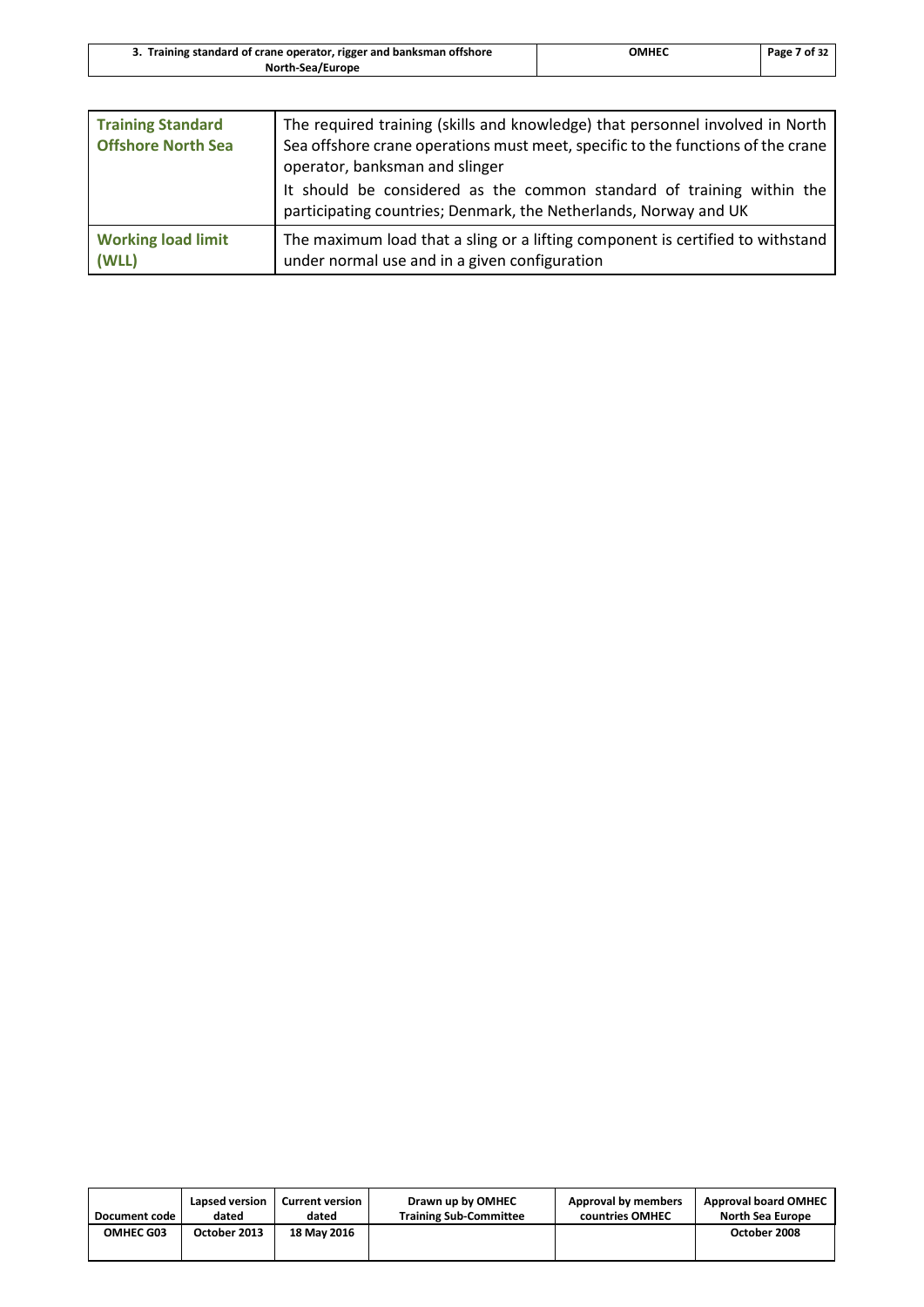| | |
|---|---|
| **Training Standard Offshore North Sea** | The required training (skills and knowledge) that personnel involved in North Sea offshore crane operations must meet, specific to the functions of the crane operator, banksman and slinger<br>It should be considered as the common standard of training within the participating countries; Denmark, the Netherlands, Norway and UK |
| **Working load limit (WLL)** | The maximum load that a sling or a lifting component is certified to withstand under normal use and in a given configuration |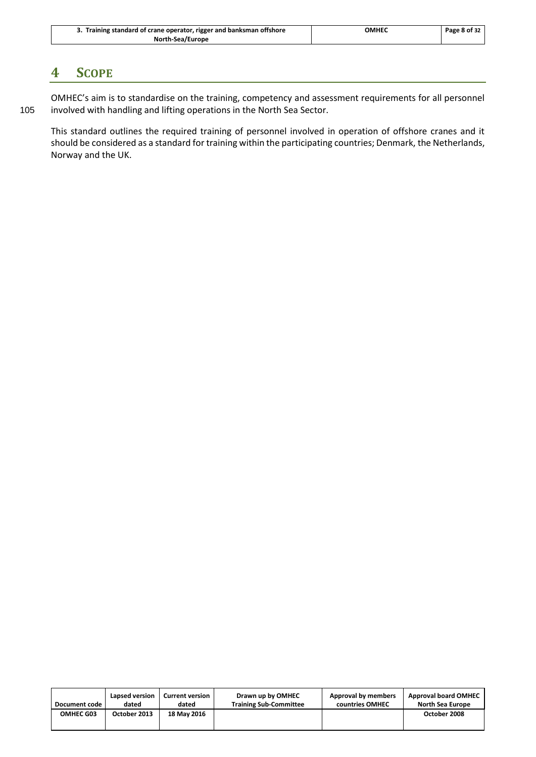# 4 SCOPE

OMHEC's aim is to standardise on the training, competency and assessment requirements for all personnel involved with handling and lifting operations in the North Sea Sector.

This standard outlines the required training of personnel involved in operation of offshore cranes and it should be considered as a standard for training within the participating countries; Denmark, the Netherlands, Norway and the UK.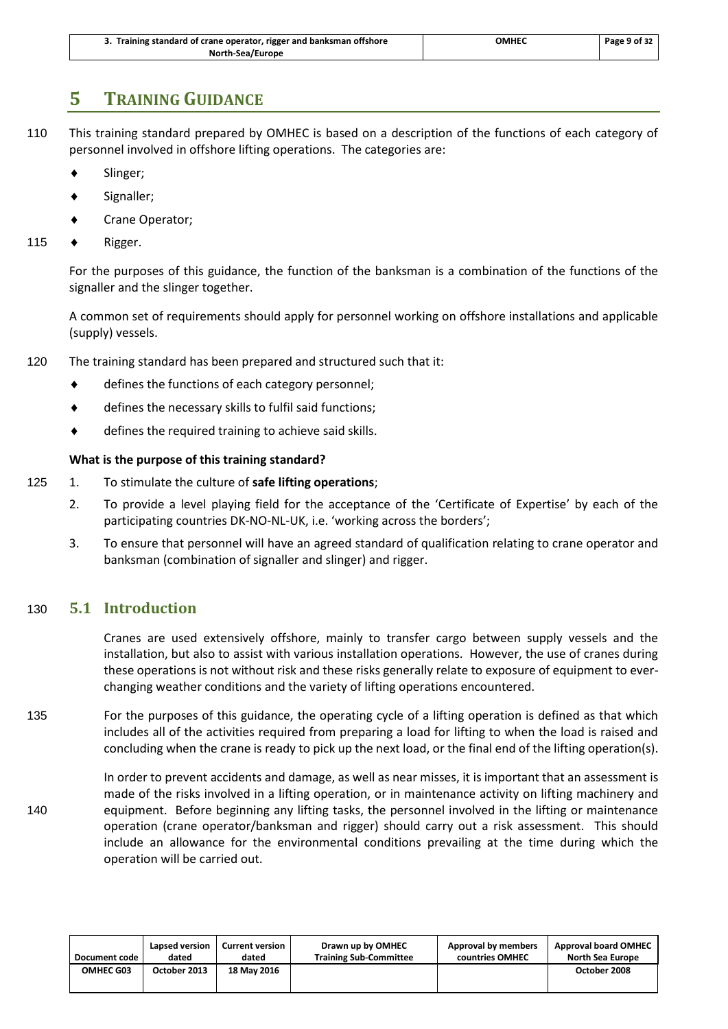# 5 TRAINING GUIDANCE

This training standard prepared by OMHEC is based on a description of the functions of each category of personnel involved in offshore lifting operations. The categories are:

- Slinger;
- Signaller;
- Crane Operator;
- Rigger.

For the purposes of this guidance, the function of the banksman is a combination of the functions of the signaller and the slinger together.

A common set of requirements should apply for personnel working on offshore installations and applicable (supply) vessels.

The training standard has been prepared and structured such that it:

- defines the functions of each category personnel;
- defines the necessary skills to fulfil said functions;
- defines the required training to achieve said skills.

**What is the purpose of this training standard?**

1. To stimulate the culture of **safe lifting operations**;
2. To provide a level playing field for the acceptance of the 'Certificate of Expertise' by each of the participating countries DK-NO-NL-UK, i.e. 'working across the borders';
3. To ensure that personnel will have an agreed standard of qualification relating to crane operator and banksman (combination of signaller and slinger) and rigger.

## 5.1 Introduction

Cranes are used extensively offshore, mainly to transfer cargo between supply vessels and the installation, but also to assist with various installation operations. However, the use of cranes during these operations is not without risk and these risks generally relate to exposure of equipment to ever-changing weather conditions and the variety of lifting operations encountered.

For the purposes of this guidance, the operating cycle of a lifting operation is defined as that which includes all of the activities required from preparing a load for lifting to when the load is raised and concluding when the crane is ready to pick up the next load, or the final end of the lifting operation(s).

In order to prevent accidents and damage, as well as near misses, it is important that an assessment is made of the risks involved in a lifting operation, or in maintenance activity on lifting machinery and equipment. Before beginning any lifting tasks, the personnel involved in the lifting or maintenance operation (crane operator/banksman and rigger) should carry out a risk assessment. This should include an allowance for the environmental conditions prevailing at the time during which the operation will be carried out.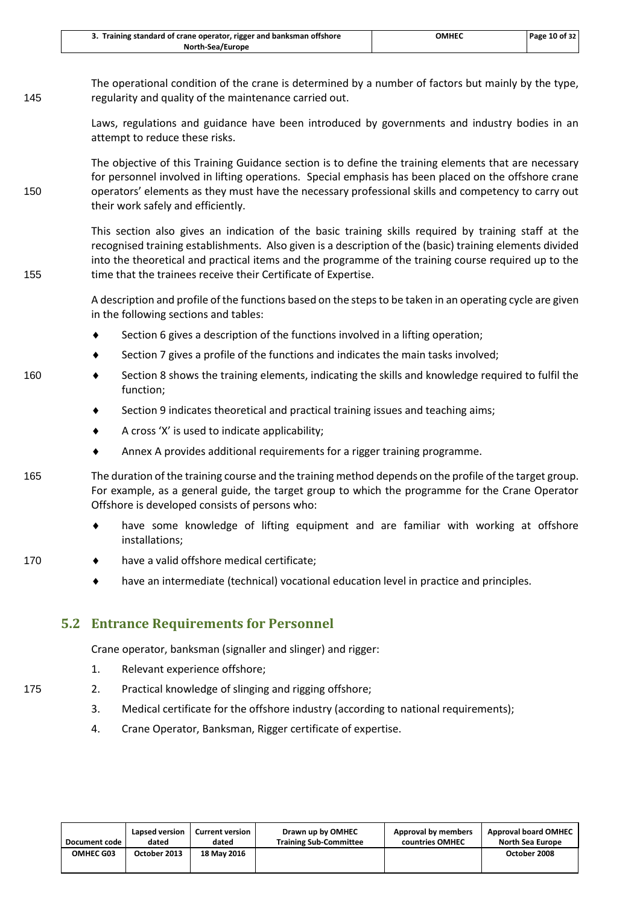The operational condition of the crane is determined by a number of factors but mainly by the type, regularity and quality of the maintenance carried out.

Laws, regulations and guidance have been introduced by governments and industry bodies in an attempt to reduce these risks.

The objective of this Training Guidance section is to define the training elements that are necessary for personnel involved in lifting operations. Special emphasis has been placed on the offshore crane operators' elements as they must have the necessary professional skills and competency to carry out their work safely and efficiently.

This section also gives an indication of the basic training skills required by training staff at the recognised training establishments. Also given is a description of the (basic) training elements divided into the theoretical and practical items and the programme of the training course required up to the time that the trainees receive their Certificate of Expertise.

A description and profile of the functions based on the steps to be taken in an operating cycle are given in the following sections and tables:

- Section 6 gives a description of the functions involved in a lifting operation;
- Section 7 gives a profile of the functions and indicates the main tasks involved;
- Section 8 shows the training elements, indicating the skills and knowledge required to fulfil the function;
- Section 9 indicates theoretical and practical training issues and teaching aims;
- A cross 'X' is used to indicate applicability;
- Annex A provides additional requirements for a rigger training programme.

The duration of the training course and the training method depends on the profile of the target group. For example, as a general guide, the target group to which the programme for the Crane Operator Offshore is developed consists of persons who:

- have some knowledge of lifting equipment and are familiar with working at offshore installations;
- have a valid offshore medical certificate;
- have an intermediate (technical) vocational education level in practice and principles.

## 5.2 Entrance Requirements for Personnel

Crane operator, banksman (signaller and slinger) and rigger:

1. Relevant experience offshore;
2. Practical knowledge of slinging and rigging offshore;
3. Medical certificate for the offshore industry (according to national requirements);
4. Crane Operator, Banksman, Rigger certificate of expertise.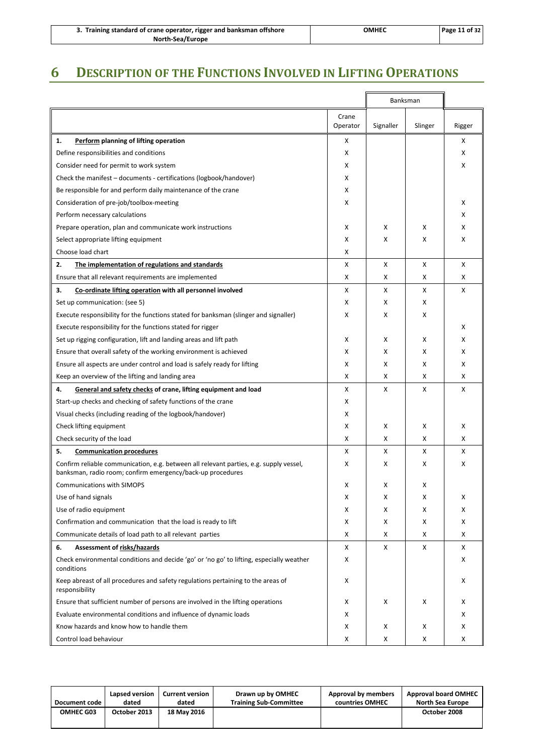# 6 DESCRIPTION OF THE FUNCTIONS INVOLVED IN LIFTING OPERATIONS

| | | Banksman | | |
|---|---|---|---|---|
| | Crane Operator | Signaller | Slinger | Rigger |
| **1. Perform planning of lifting operation** | X | | | X |
| Define responsibilities and conditions | X | | | X |
| Consider need for permit to work system | X | | | X |
| Check the manifest – documents - certifications (logbook/handover) | X | | | |
| Be responsible for and perform daily maintenance of the crane | X | | | |
| Consideration of pre-job/toolbox-meeting | X | | | X |
| Perform necessary calculations | | | | X |
| Prepare operation, plan and communicate work instructions | X | X | X | X |
| Select appropriate lifting equipment | X | X | X | X |
| Choose load chart | X | | | |
| **2. The implementation of regulations and standards** | X | X | X | X |
| Ensure that all relevant requirements are implemented | X | X | X | X |
| **3. Co-ordinate lifting operation with all personnel involved** | X | X | X | X |
| Set up communication: (see 5) | X | X | X | |
| Execute responsibility for the functions stated for banksman (slinger and signaller) | X | X | X | |
| Execute responsibility for the functions stated for rigger | | | | X |
| Set up rigging configuration, lift and landing areas and lift path | X | X | X | X |
| Ensure that overall safety of the working environment is achieved | X | X | X | X |
| Ensure all aspects are under control and load is safely ready for lifting | X | X | X | X |
| Keep an overview of the lifting and landing area | X | X | X | X |
| **4. General and safety checks of crane, lifting equipment and load** | X | X | X | X |
| Start-up checks and checking of safety functions of the crane | X | | | |
| Visual checks (including reading of the logbook/handover) | X | | | |
| Check lifting equipment | X | X | X | X |
| Check security of the load | X | X | X | X |
| **5. Communication procedures** | X | X | X | X |
| Confirm reliable communication, e.g. between all relevant parties, e.g. supply vessel, banksman, radio room; confirm emergency/back-up procedures | X | X | X | X |
| Communications with SIMOPS | X | X | X | |
| Use of hand signals | X | X | X | X |
| Use of radio equipment | X | X | X | X |
| Confirmation and communication that the load is ready to lift | X | X | X | X |
| Communicate details of load path to all relevant parties | X | X | X | X |
| **6. Assessment of risks/hazards** | X | X | X | X |
| Check environmental conditions and decide 'go' or 'no go' to lifting, especially weather conditions | X | | | X |
| Keep abreast of all procedures and safety regulations pertaining to the areas of responsibility | X | | | X |
| Ensure that sufficient number of persons are involved in the lifting operations | X | X | X | X |
| Evaluate environmental conditions and influence of dynamic loads | X | | | X |
| Know hazards and know how to handle them | X | X | X | X |
| Control load behaviour | X | X | X | X |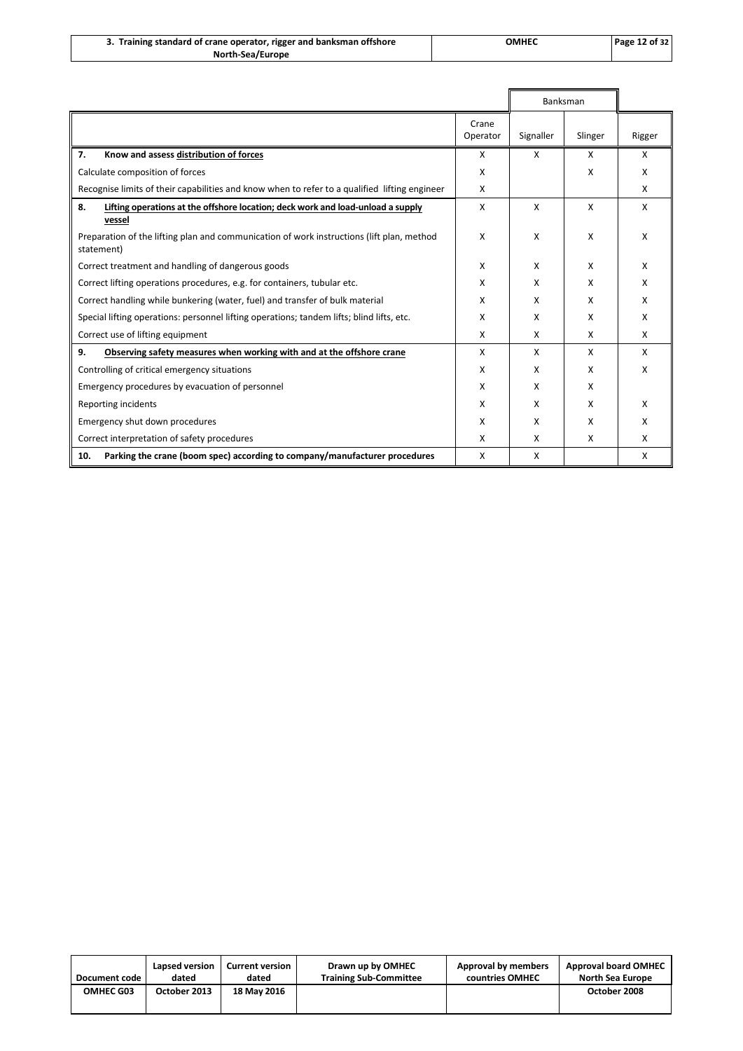| | Crane Operator | Banksman | | Rigger |
|---|---|---|---|---|
| | | Signaller | Slinger | |
| **7. Know and assess <u>distribution of forces</u>** | X | X | X | X |
| Calculate composition of forces | X | | X | X |
| Recognise limits of their capabilities and know when to refer to a qualified lifting engineer | X | | | X |
| **8. <u>Lifting operations at the offshore location; deck work and load-unload a supply vessel</u>** | X | X | X | X |
| Preparation of the lifting plan and communication of work instructions (lift plan, method statement) | X | X | X | X |
| Correct treatment and handling of dangerous goods | X | X | X | X |
| Correct lifting operations procedures, e.g. for containers, tubular etc. | X | X | X | X |
| Correct handling while bunkering (water, fuel) and transfer of bulk material | X | X | X | X |
| Special lifting operations: personnel lifting operations; tandem lifts; blind lifts, etc. | X | X | X | X |
| Correct use of lifting equipment | X | X | X | X |
| **9. <u>Observing safety measures when working with and at the offshore crane</u>** | X | X | X | X |
| Controlling of critical emergency situations | X | X | X | X |
| Emergency procedures by evacuation of personnel | X | X | X | |
| Reporting incidents | X | X | X | X |
| Emergency shut down procedures | X | X | X | X |
| Correct interpretation of safety procedures | X | X | X | X |
| **10. Parking the crane (boom spec) according to company/manufacturer procedures** | X | X | | X |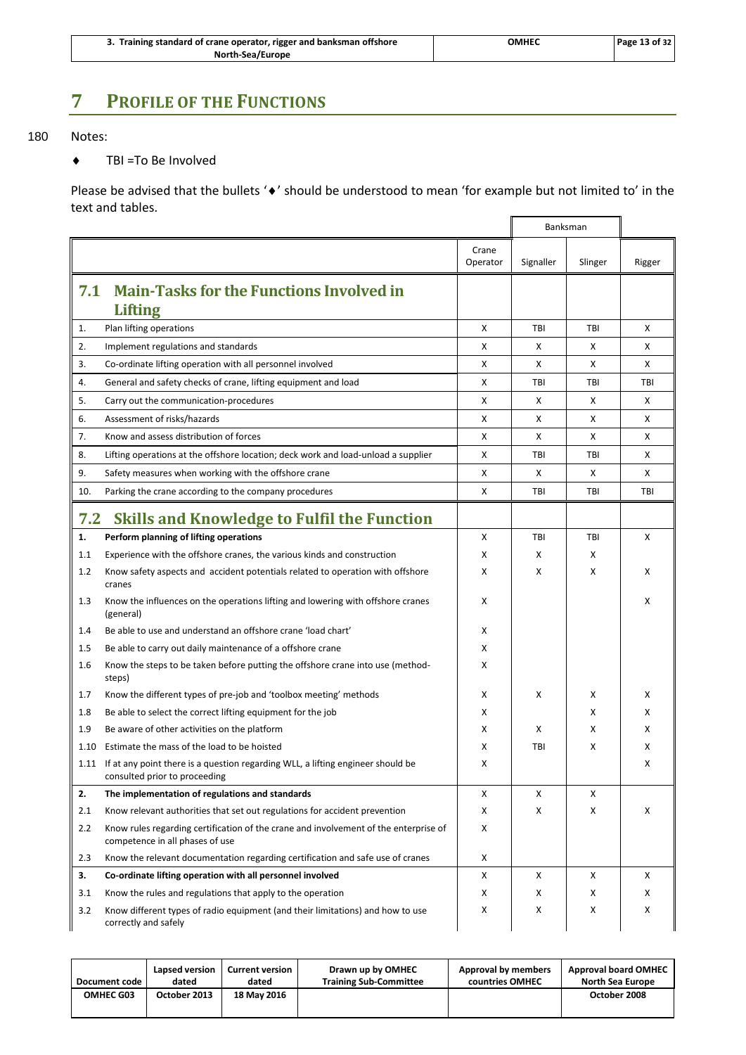# 7 PROFILE OF THE FUNCTIONS

180 Notes:

- ♦ TBI =To Be Involved

Please be advised that the bullets '♦' should be understood to mean 'for example but not limited to' in the text and tables.

| | | | Banksman | | |
|---|---|---|---|---|---|
| | | Crane Operator | Signaller | Slinger | Rigger |
| **7.1** | **Main-Tasks for the Functions Involved in Lifting** | | | | |
| 1. | Plan lifting operations | X | TBI | TBI | X |
| 2. | Implement regulations and standards | X | X | X | X |
| 3. | Co-ordinate lifting operation with all personnel involved | X | X | X | X |
| 4. | General and safety checks of crane, lifting equipment and load | X | TBI | TBI | TBI |
| 5. | Carry out the communication-procedures | X | X | X | X |
| 6. | Assessment of risks/hazards | X | X | X | X |
| 7. | Know and assess distribution of forces | X | X | X | X |
| 8. | Lifting operations at the offshore location; deck work and load-unload a supplier | X | TBI | TBI | X |
| 9. | Safety measures when working with the offshore crane | X | X | X | X |
| 10. | Parking the crane according to the company procedures | X | TBI | TBI | TBI |
| **7.2** | **Skills and Knowledge to Fulfil the Function** | | | | |
| **1.** | **Perform planning of lifting operations** | X | TBI | TBI | X |
| 1.1 | Experience with the offshore cranes, the various kinds and construction | X | X | X | |
| 1.2 | Know safety aspects and accident potentials related to operation with offshore cranes | X | X | X | X |
| 1.3 | Know the influences on the operations lifting and lowering with offshore cranes (general) | X | | | X |
| 1.4 | Be able to use and understand an offshore crane 'load chart' | X | | | |
| 1.5 | Be able to carry out daily maintenance of a offshore crane | X | | | |
| 1.6 | Know the steps to be taken before putting the offshore crane into use (method-steps) | X | | | |
| 1.7 | Know the different types of pre-job and 'toolbox meeting' methods | X | X | X | X |
| 1.8 | Be able to select the correct lifting equipment for the job | X | | X | X |
| 1.9 | Be aware of other activities on the platform | X | X | X | X |
| 1.10 | Estimate the mass of the load to be hoisted | X | TBI | X | X |
| 1.11 | If at any point there is a question regarding WLL, a lifting engineer should be consulted prior to proceeding | X | | | X |
| **2.** | **The implementation of regulations and standards** | X | X | X | |
| 2.1 | Know relevant authorities that set out regulations for accident prevention | X | X | X | X |
| 2.2 | Know rules regarding certification of the crane and involvement of the enterprise of competence in all phases of use | X | | | |
| 2.3 | Know the relevant documentation regarding certification and safe use of cranes | X | | | |
| **3.** | **Co-ordinate lifting operation with all personnel involved** | X | X | X | X |
| 3.1 | Know the rules and regulations that apply to the operation | X | X | X | X |
| 3.2 | Know different types of radio equipment (and their limitations) and how to use correctly and safely | X | X | X | X |

| Document code | Lapsed version dated | Current version dated | Drawn up by OMHEC Training Sub-Committee | Approval by members countries OMHEC | Approval board OMHEC North Sea Europe |
|---|---|---|---|---|---|
| OMHEC G03 | October 2013 | 18 May 2016 | | | October 2008 |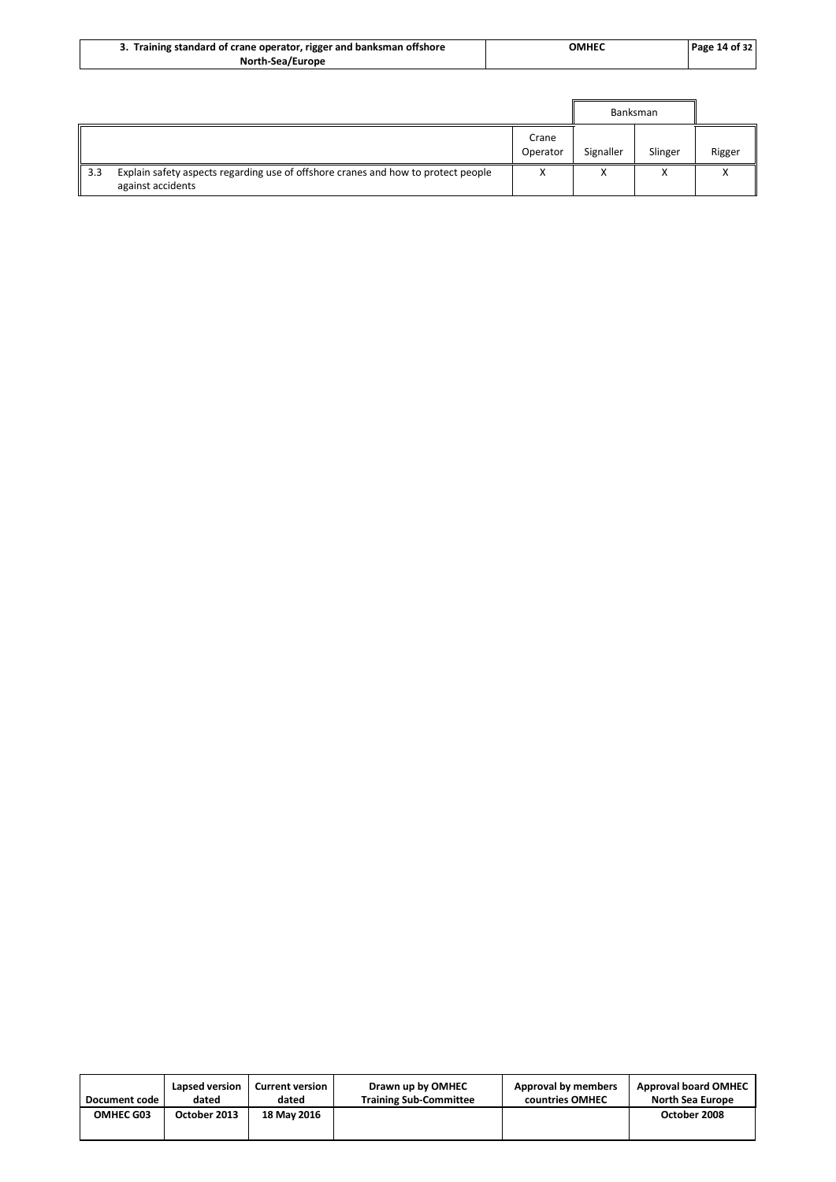| | | | Banksman | | |
|---|---|---|---|---|---|
| | | Crane Operator | Signaller | Slinger | Rigger |
| 3.3 | Explain safety aspects regarding use of offshore cranes and how to protect people against accidents | X | X | X | X |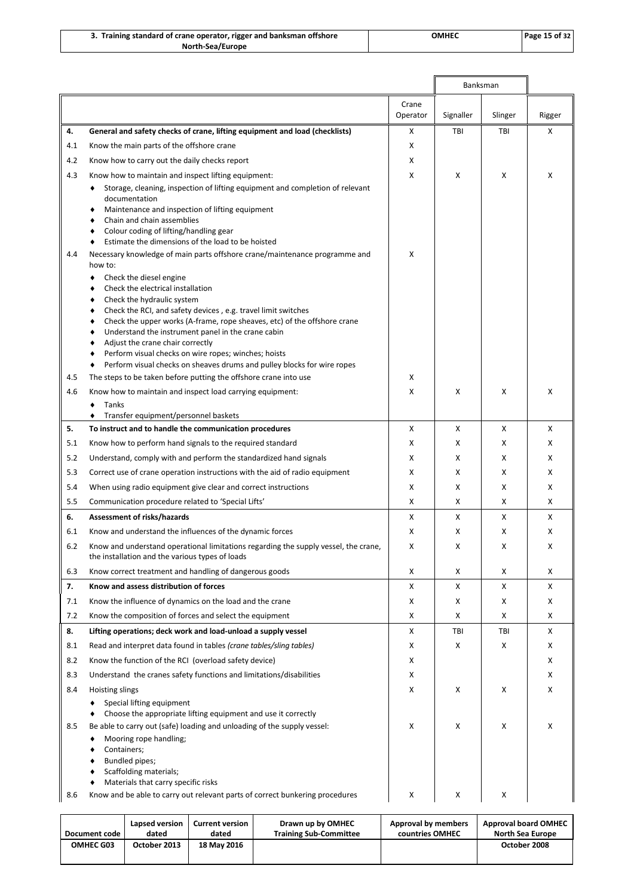| | | Crane Operator | Banksman | | Rigger |
|---|---|---|---|---|---|
| | | | Signaller | Slinger | |
| **4.** | **General and safety checks of crane, lifting equipment and load (checklists)** | X | TBI | TBI | X |
| 4.1 | Know the main parts of the offshore crane | X | | | |
| 4.2 | Know how to carry out the daily checks report | X | | | |
| 4.3 | Know how to maintain and inspect lifting equipment:<br>♦ Storage, cleaning, inspection of lifting equipment and completion of relevant documentation<br>♦ Maintenance and inspection of lifting equipment<br>♦ Chain and chain assemblies<br>♦ Colour coding of lifting/handling gear<br>♦ Estimate the dimensions of the load to be hoisted | X | X | X | X |
| 4.4 | Necessary knowledge of main parts offshore crane/maintenance programme and how to:<br>♦ Check the diesel engine<br>♦ Check the electrical installation<br>♦ Check the hydraulic system<br>♦ Check the RCI, and safety devices , e.g. travel limit switches<br>♦ Check the upper works (A-frame, rope sheaves, etc) of the offshore crane<br>♦ Understand the instrument panel in the crane cabin<br>♦ Adjust the crane chair correctly<br>♦ Perform visual checks on wire ropes; winches; hoists<br>♦ Perform visual checks on sheaves drums and pulley blocks for wire ropes | X | | | |
| 4.5 | The steps to be taken before putting the offshore crane into use | X | | | |
| 4.6 | Know how to maintain and inspect load carrying equipment:<br>♦ Tanks<br>♦ Transfer equipment/personnel baskets | X | X | X | X |
| **5.** | **To instruct and to handle the communication procedures** | X | X | X | X |
| 5.1 | Know how to perform hand signals to the required standard | X | X | X | X |
| 5.2 | Understand, comply with and perform the standardized hand signals | X | X | X | X |
| 5.3 | Correct use of crane operation instructions with the aid of radio equipment | X | X | X | X |
| 5.4 | When using radio equipment give clear and correct instructions | X | X | X | X |
| 5.5 | Communication procedure related to 'Special Lifts' | X | X | X | X |
| **6.** | **Assessment of risks/hazards** | X | X | X | X |
| 6.1 | Know and understand the influences of the dynamic forces | X | X | X | X |
| 6.2 | Know and understand operational limitations regarding the supply vessel, the crane, the installation and the various types of loads | X | X | X | X |
| 6.3 | Know correct treatment and handling of dangerous goods | X | X | X | X |
| **7.** | **Know and assess distribution of forces** | X | X | X | X |
| 7.1 | Know the influence of dynamics on the load and the crane | X | X | X | X |
| 7.2 | Know the composition of forces and select the equipment | X | X | X | X |
| **8.** | **Lifting operations; deck work and load-unload a supply vessel** | X | TBI | TBI | X |
| 8.1 | Read and interpret data found in tables *(crane tables/sling tables)* | X | X | X | X |
| 8.2 | Know the function of the RCI (overload safety device) | X | | | X |
| 8.3 | Understand the cranes safety functions and limitations/disabilities | X | | | X |
| 8.4 | Hoisting slings<br>♦ Special lifting equipment<br>♦ Choose the appropriate lifting equipment and use it correctly | X | X | X | X |
| 8.5 | Be able to carry out (safe) loading and unloading of the supply vessel:<br>♦ Mooring rope handling;<br>♦ Containers;<br>♦ Bundled pipes;<br>♦ Scaffolding materials;<br>♦ Materials that carry specific risks | X | X | X | X |
| 8.6 | Know and be able to carry out relevant parts of correct bunkering procedures | X | X | X | |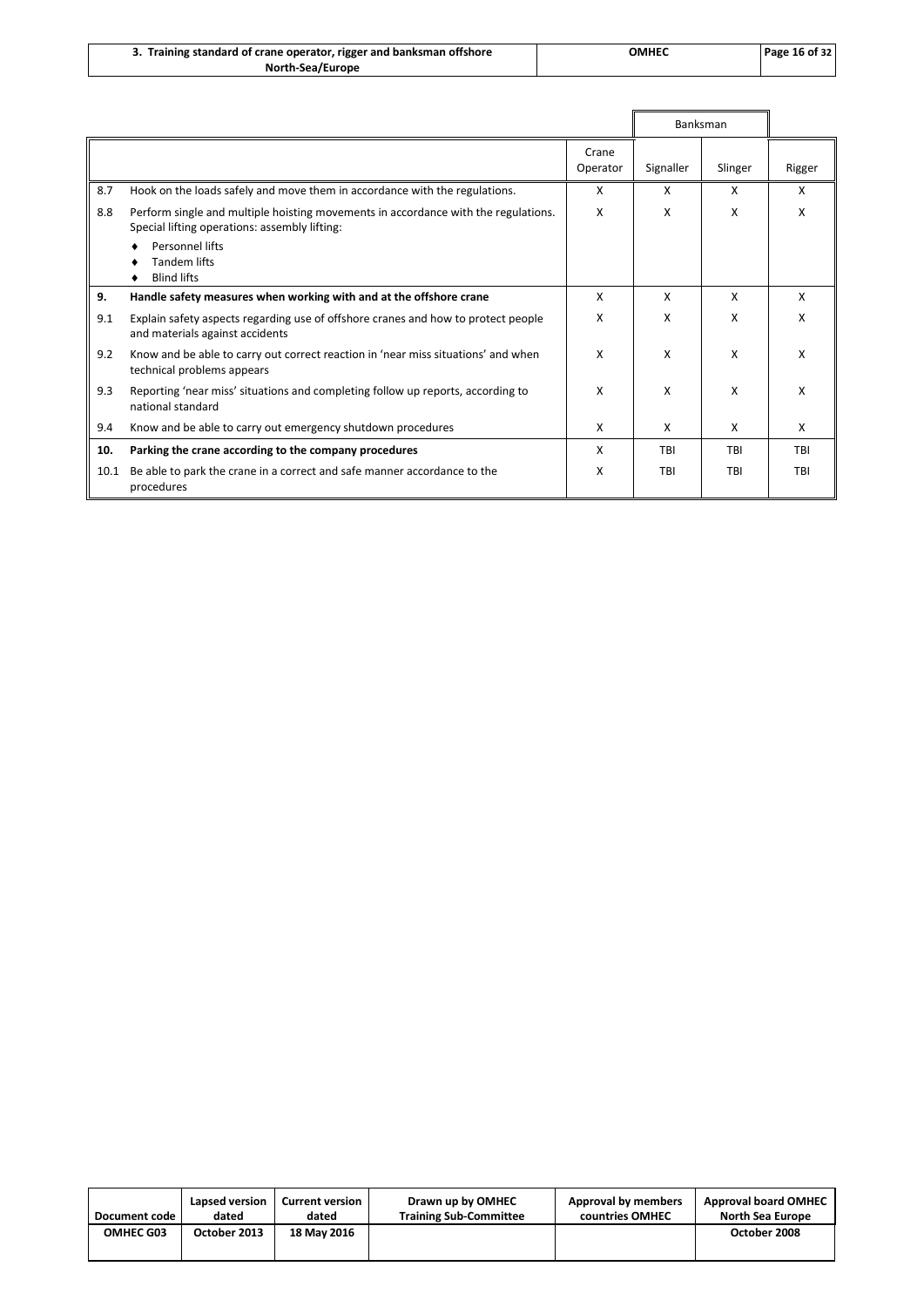| | | Crane Operator | Banksman | | |
|---|---|---|---|---|---|
| | | | Signaller | Slinger | Rigger |
| 8.7 | Hook on the loads safely and move them in accordance with the regulations. | X | X | X | X |
| 8.8 | Perform single and multiple hoisting movements in accordance with the regulations. Special lifting operations: assembly lifting:<br>♦ Personnel lifts<br>♦ Tandem lifts<br>♦ Blind lifts | X | X | X | X |
| **9.** | **Handle safety measures when working with and at the offshore crane** | X | X | X | X |
| 9.1 | Explain safety aspects regarding use of offshore cranes and how to protect people and materials against accidents | X | X | X | X |
| 9.2 | Know and be able to carry out correct reaction in 'near miss situations' and when technical problems appears | X | X | X | X |
| 9.3 | Reporting 'near miss' situations and completing follow up reports, according to national standard | X | X | X | X |
| 9.4 | Know and be able to carry out emergency shutdown procedures | X | X | X | X |
| **10.** | **Parking the crane according to the company procedures** | X | TBI | TBI | TBI |
| 10.1 | Be able to park the crane in a correct and safe manner accordance to the procedures | X | TBI | TBI | TBI |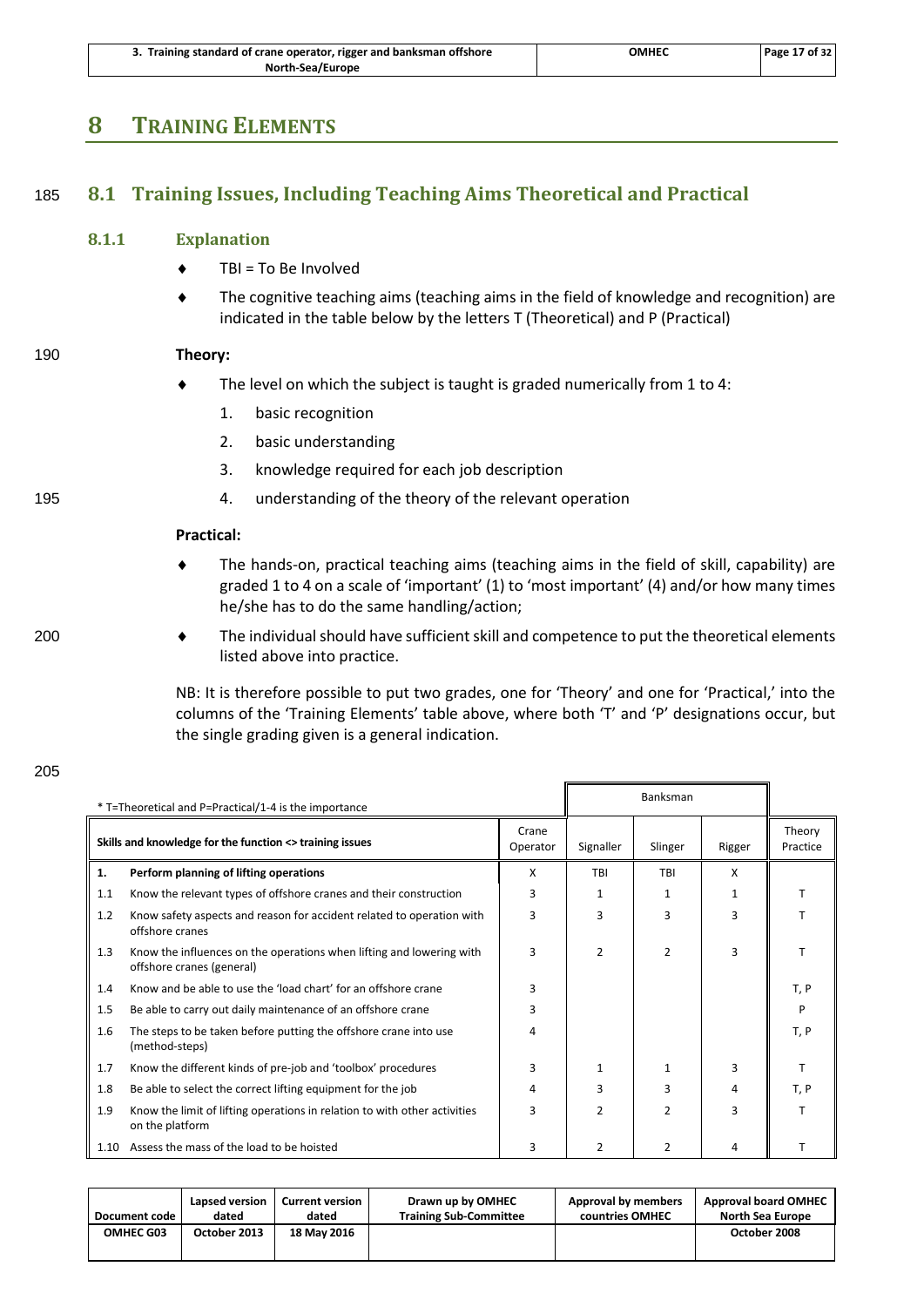# 8 TRAINING ELEMENTS

## 8.1 Training Issues, Including Teaching Aims Theoretical and Practical

### 8.1.1 Explanation

- TBI = To Be Involved
- The cognitive teaching aims (teaching aims in the field of knowledge and recognition) are indicated in the table below by the letters T (Theoretical) and P (Practical)

**Theory:**

- The level on which the subject is taught is graded numerically from 1 to 4:
  1. basic recognition
  2. basic understanding
  3. knowledge required for each job description
  4. understanding of the theory of the relevant operation

**Practical:**

- The hands-on, practical teaching aims (teaching aims in the field of skill, capability) are graded 1 to 4 on a scale of 'important' (1) to 'most important' (4) and/or how many times he/she has to do the same handling/action;
- The individual should have sufficient skill and competence to put the theoretical elements listed above into practice.

NB: It is therefore possible to put two grades, one for 'Theory' and one for 'Practical,' into the columns of the 'Training Elements' table above, where both 'T' and 'P' designations occur, but the single grading given is a general indication.

* T=Theoretical and P=Practical/1-4 is the importance

| | Skills and knowledge for the function <> training issues | Crane Operator | Banksman | | | Theory Practice |
|---|---|---|---|---|---|---|
| | | | Signaller | Slinger | Rigger | |
| **1.** | **Perform planning of lifting operations** | X | TBI | TBI | X | |
| 1.1 | Know the relevant types of offshore cranes and their construction | 3 | 1 | 1 | 1 | T |
| 1.2 | Know safety aspects and reason for accident related to operation with offshore cranes | 3 | 3 | 3 | 3 | T |
| 1.3 | Know the influences on the operations when lifting and lowering with offshore cranes (general) | 3 | 2 | 2 | 3 | T |
| 1.4 | Know and be able to use the 'load chart' for an offshore crane | 3 | | | | T, P |
| 1.5 | Be able to carry out daily maintenance of an offshore crane | 3 | | | | P |
| 1.6 | The steps to be taken before putting the offshore crane into use (method-steps) | 4 | | | | T, P |
| 1.7 | Know the different kinds of pre-job and 'toolbox' procedures | 3 | 1 | 1 | 3 | T |
| 1.8 | Be able to select the correct lifting equipment for the job | 4 | 3 | 3 | 4 | T, P |
| 1.9 | Know the limit of lifting operations in relation to with other activities on the platform | 3 | 2 | 2 | 3 | T |
| 1.10 | Assess the mass of the load to be hoisted | 3 | 2 | 2 | 4 | T |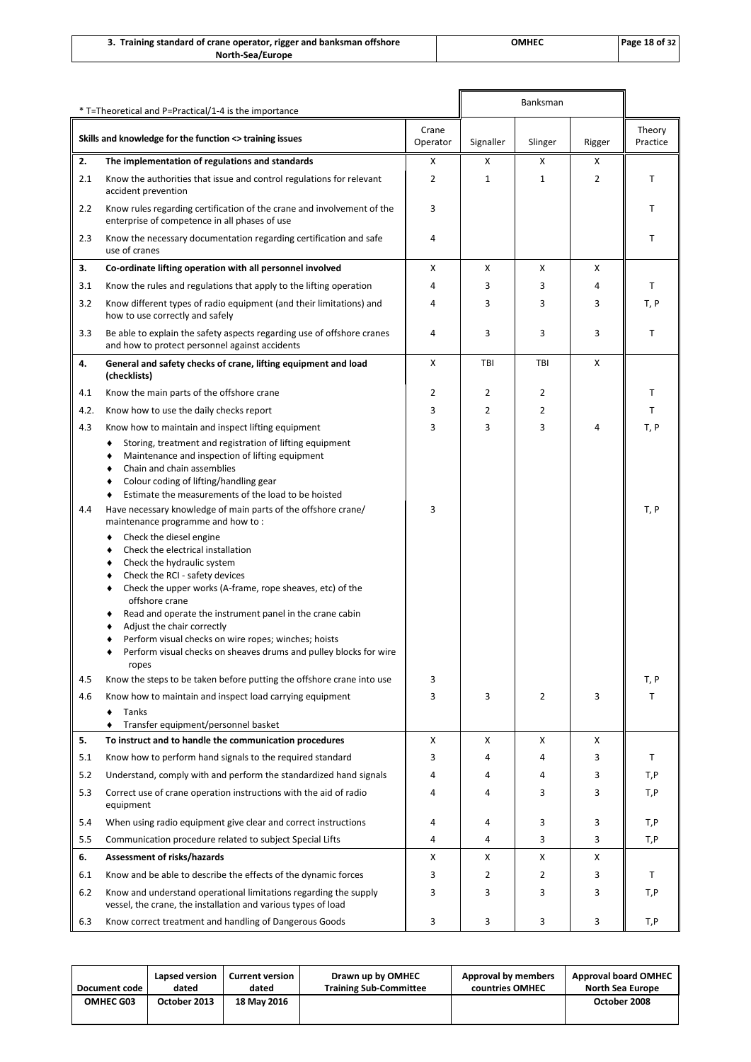\* T=Theoretical and P=Practical/1-4 is the importance

| | Skills and knowledge for the function <> training issues | Crane Operator | Banksman | | | Theory Practice |
|---|---|---|---|---|---|---|
| | | | Signaller | Slinger | Rigger | |
| **2.** | **The implementation of regulations and standards** | X | X | X | X | |
| 2.1 | Know the authorities that issue and control regulations for relevant accident prevention | 2 | 1 | 1 | 2 | T |
| 2.2 | Know rules regarding certification of the crane and involvement of the enterprise of competence in all phases of use | 3 | | | | T |
| 2.3 | Know the necessary documentation regarding certification and safe use of cranes | 4 | | | | T |
| **3.** | **Co-ordinate lifting operation with all personnel involved** | X | X | X | X | |
| 3.1 | Know the rules and regulations that apply to the lifting operation | 4 | 3 | 3 | 4 | T |
| 3.2 | Know different types of radio equipment (and their limitations) and how to use correctly and safely | 4 | 3 | 3 | 3 | T, P |
| 3.3 | Be able to explain the safety aspects regarding use of offshore cranes and how to protect personnel against accidents | 4 | 3 | 3 | 3 | T |
| **4.** | **General and safety checks of crane, lifting equipment and load (checklists)** | X | TBI | TBI | X | |
| 4.1 | Know the main parts of the offshore crane | 2 | 2 | 2 | | T |
| 4.2. | Know how to use the daily checks report | 3 | 2 | 2 | | T |
| 4.3 | Know how to maintain and inspect lifting equipment<br>♦ Storing, treatment and registration of lifting equipment<br>♦ Maintenance and inspection of lifting equipment<br>♦ Chain and chain assemblies<br>♦ Colour coding of lifting/handling gear<br>♦ Estimate the measurements of the load to be hoisted | 3 | 3 | 3 | 4 | T, P |
| 4.4 | Have necessary knowledge of main parts of the offshore crane/ maintenance programme and how to :<br>♦ Check the diesel engine<br>♦ Check the electrical installation<br>♦ Check the hydraulic system<br>♦ Check the RCI - safety devices<br>♦ Check the upper works (A-frame, rope sheaves, etc) of the offshore crane<br>♦ Read and operate the instrument panel in the crane cabin<br>♦ Adjust the chair correctly<br>♦ Perform visual checks on wire ropes; winches; hoists<br>♦ Perform visual checks on sheaves drums and pulley blocks for wire ropes | 3 | | | | T, P |
| 4.5 | Know the steps to be taken before putting the offshore crane into use | 3 | | | | T, P |
| 4.6 | Know how to maintain and inspect load carrying equipment<br>♦ Tanks<br>♦ Transfer equipment/personnel basket | 3 | 3 | 2 | 3 | T |
| **5.** | **To instruct and to handle the communication procedures** | X | X | X | X | |
| 5.1 | Know how to perform hand signals to the required standard | 3 | 4 | 4 | 3 | T |
| 5.2 | Understand, comply with and perform the standardized hand signals | 4 | 4 | 4 | 3 | T,P |
| 5.3 | Correct use of crane operation instructions with the aid of radio equipment | 4 | 4 | 3 | 3 | T,P |
| 5.4 | When using radio equipment give clear and correct instructions | 4 | 4 | 3 | 3 | T,P |
| 5.5 | Communication procedure related to subject Special Lifts | 4 | 4 | 3 | 3 | T,P |
| **6.** | **Assessment of risks/hazards** | X | X | X | X | |
| 6.1 | Know and be able to describe the effects of the dynamic forces | 3 | 2 | 2 | 3 | T |
| 6.2 | Know and understand operational limitations regarding the supply vessel, the crane, the installation and various types of load | 3 | 3 | 3 | 3 | T,P |
| 6.3 | Know correct treatment and handling of Dangerous Goods | 3 | 3 | 3 | 3 | T,P |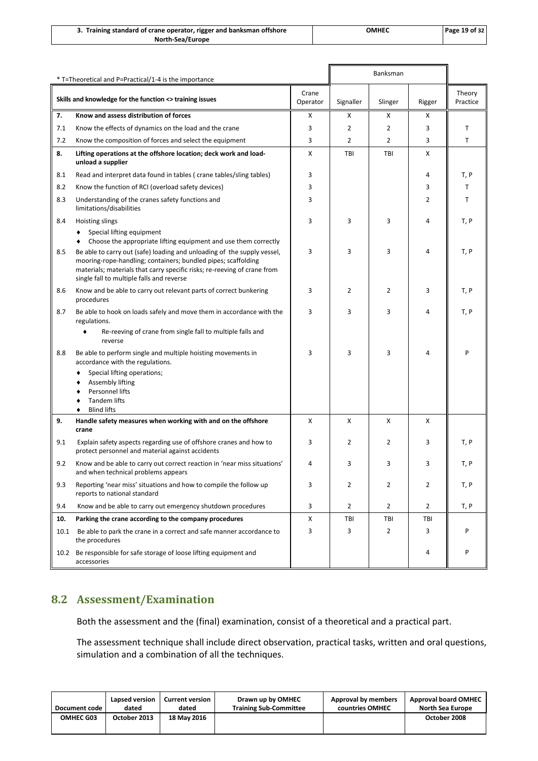| * T=Theoretical and P=Practical/1-4 is the importance | | | Banksman | | | |
|---|---|---|---|---|---|---|
| **Skills and knowledge for the function <> training issues** | | Crane Operator | Signaller | Slinger | Rigger | Theory Practice |
| **7.** | **Know and assess distribution of forces** | X | X | X | X | |
| 7.1 | Know the effects of dynamics on the load and the crane | 3 | 2 | 2 | 3 | T |
| 7.2 | Know the composition of forces and select the equipment | 3 | 2 | 2 | 3 | T |
| **8.** | **Lifting operations at the offshore location; deck work and load-unload a supplier** | X | TBI | TBI | X | |
| 8.1 | Read and interpret data found in tables ( crane tables/sling tables) | 3 | | | 4 | T, P |
| 8.2 | Know the function of RCI (overload safety devices) | 3 | | | 3 | T |
| 8.3 | Understanding of the cranes safety functions and limitations/disabilities | 3 | | | 2 | T |
| 8.4 | Hoisting slings<br>♦ Special lifting equipment<br>♦ Choose the appropriate lifting equipment and use them correctly | 3 | 3 | 3 | 4 | T, P |
| 8.5 | Be able to carry out (safe) loading and unloading of the supply vessel, mooring-rope-handling; containers; bundled pipes; scaffolding materials; materials that carry specific risks; re-reeving of crane from single fall to multiple falls and reverse | 3 | 3 | 3 | 4 | T, P |
| 8.6 | Know and be able to carry out relevant parts of correct bunkering procedures | 3 | 2 | 2 | 3 | T, P |
| 8.7 | Be able to hook on loads safely and move them in accordance with the regulations.<br>♦ Re-reeving of crane from single fall to multiple falls and reverse | 3 | 3 | 3 | 4 | T, P |
| 8.8 | Be able to perform single and multiple hoisting movements in accordance with the regulations.<br>♦ Special lifting operations;<br>♦ Assembly lifting<br>♦ Personnel lifts<br>♦ Tandem lifts<br>♦ Blind lifts | 3 | 3 | 3 | 4 | P |
| **9.** | **Handle safety measures when working with and on the offshore crane** | X | X | X | X | |
| 9.1 | Explain safety aspects regarding use of offshore cranes and how to protect personnel and material against accidents | 3 | 2 | 2 | 3 | T, P |
| 9.2 | Know and be able to carry out correct reaction in 'near miss situations' and when technical problems appears | 4 | 3 | 3 | 3 | T, P |
| 9.3 | Reporting 'near miss' situations and how to compile the follow up reports to national standard | 3 | 2 | 2 | 2 | T, P |
| 9.4 | Know and be able to carry out emergency shutdown procedures | 3 | 2 | 2 | 2 | T, P |
| **10.** | **Parking the crane according to the company procedures** | X | TBI | TBI | TBI | |
| 10.1 | Be able to park the crane in a correct and safe manner accordance to the procedures | 3 | 3 | 2 | 3 | P |
| 10.2 | Be responsible for safe storage of loose lifting equipment and accessories | | | | 4 | P |

## 8.2 Assessment/Examination

Both the assessment and the (final) examination, consist of a theoretical and a practical part.

The assessment technique shall include direct observation, practical tasks, written and oral questions, simulation and a combination of all the techniques.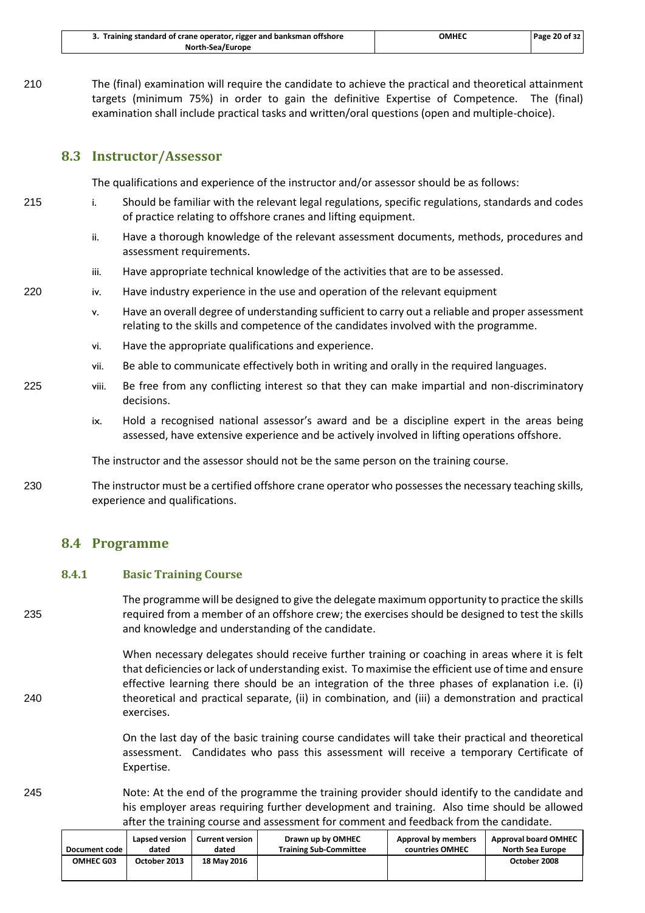The (final) examination will require the candidate to achieve the practical and theoretical attainment targets (minimum 75%) in order to gain the definitive Expertise of Competence. The (final) examination shall include practical tasks and written/oral questions (open and multiple-choice).

## 8.3 Instructor/Assessor

The qualifications and experience of the instructor and/or assessor should be as follows:

i. Should be familiar with the relevant legal regulations, specific regulations, standards and codes of practice relating to offshore cranes and lifting equipment.

ii. Have a thorough knowledge of the relevant assessment documents, methods, procedures and assessment requirements.

iii. Have appropriate technical knowledge of the activities that are to be assessed.

iv. Have industry experience in the use and operation of the relevant equipment

v. Have an overall degree of understanding sufficient to carry out a reliable and proper assessment relating to the skills and competence of the candidates involved with the programme.

vi. Have the appropriate qualifications and experience.

vii. Be able to communicate effectively both in writing and orally in the required languages.

viii. Be free from any conflicting interest so that they can make impartial and non-discriminatory decisions.

ix. Hold a recognised national assessor's award and be a discipline expert in the areas being assessed, have extensive experience and be actively involved in lifting operations offshore.

The instructor and the assessor should not be the same person on the training course.

The instructor must be a certified offshore crane operator who possesses the necessary teaching skills, experience and qualifications.

## 8.4 Programme

### 8.4.1 Basic Training Course

The programme will be designed to give the delegate maximum opportunity to practice the skills required from a member of an offshore crew; the exercises should be designed to test the skills and knowledge and understanding of the candidate.

When necessary delegates should receive further training or coaching in areas where it is felt that deficiencies or lack of understanding exist. To maximise the efficient use of time and ensure effective learning there should be an integration of the three phases of explanation i.e. (i) theoretical and practical separate, (ii) in combination, and (iii) a demonstration and practical exercises.

On the last day of the basic training course candidates will take their practical and theoretical assessment. Candidates who pass this assessment will receive a temporary Certificate of Expertise.

Note: At the end of the programme the training provider should identify to the candidate and his employer areas requiring further development and training. Also time should be allowed after the training course and assessment for comment and feedback from the candidate.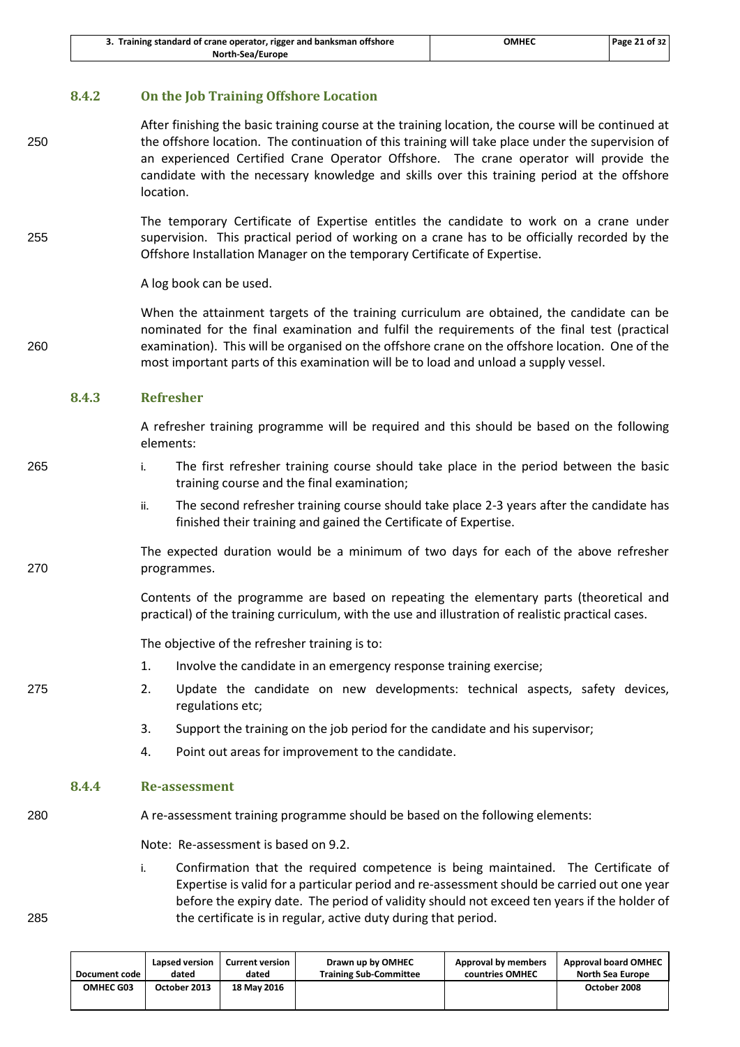### 8.4.2 On the Job Training Offshore Location

After finishing the basic training course at the training location, the course will be continued at the offshore location. The continuation of this training will take place under the supervision of an experienced Certified Crane Operator Offshore. The crane operator will provide the candidate with the necessary knowledge and skills over this training period at the offshore location.

The temporary Certificate of Expertise entitles the candidate to work on a crane under supervision. This practical period of working on a crane has to be officially recorded by the Offshore Installation Manager on the temporary Certificate of Expertise.

A log book can be used.

When the attainment targets of the training curriculum are obtained, the candidate can be nominated for the final examination and fulfil the requirements of the final test (practical examination). This will be organised on the offshore crane on the offshore location. One of the most important parts of this examination will be to load and unload a supply vessel.

### 8.4.3 Refresher

A refresher training programme will be required and this should be based on the following elements:

i. The first refresher training course should take place in the period between the basic training course and the final examination;

ii. The second refresher training course should take place 2-3 years after the candidate has finished their training and gained the Certificate of Expertise.

The expected duration would be a minimum of two days for each of the above refresher programmes.

Contents of the programme are based on repeating the elementary parts (theoretical and practical) of the training curriculum, with the use and illustration of realistic practical cases.

The objective of the refresher training is to:

1. Involve the candidate in an emergency response training exercise;
2. Update the candidate on new developments: technical aspects, safety devices, regulations etc;
3. Support the training on the job period for the candidate and his supervisor;
4. Point out areas for improvement to the candidate.

### 8.4.4 Re-assessment

A re-assessment training programme should be based on the following elements:

Note: Re-assessment is based on 9.2.

i. Confirmation that the required competence is being maintained. The Certificate of Expertise is valid for a particular period and re-assessment should be carried out one year before the expiry date. The period of validity should not exceed ten years if the holder of the certificate is in regular, active duty during that period.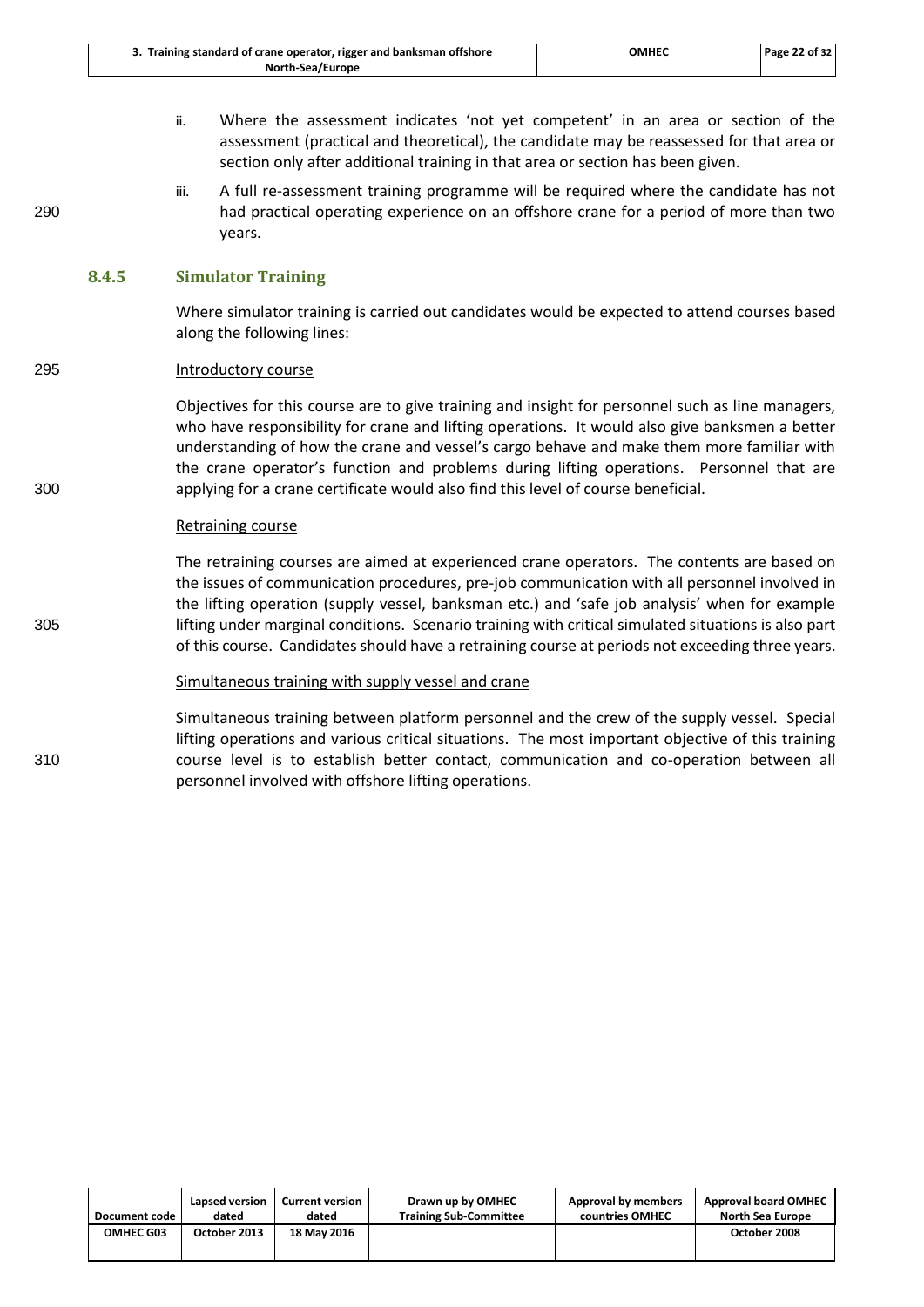ii. Where the assessment indicates 'not yet competent' in an area or section of the assessment (practical and theoretical), the candidate may be reassessed for that area or section only after additional training in that area or section has been given.

iii. A full re-assessment training programme will be required where the candidate has not had practical operating experience on an offshore crane for a period of more than two years.

### 8.4.5 Simulator Training

Where simulator training is carried out candidates would be expected to attend courses based along the following lines:

Introductory course

Objectives for this course are to give training and insight for personnel such as line managers, who have responsibility for crane and lifting operations. It would also give banksmen a better understanding of how the crane and vessel's cargo behave and make them more familiar with the crane operator's function and problems during lifting operations. Personnel that are applying for a crane certificate would also find this level of course beneficial.

Retraining course

The retraining courses are aimed at experienced crane operators. The contents are based on the issues of communication procedures, pre-job communication with all personnel involved in the lifting operation (supply vessel, banksman etc.) and 'safe job analysis' when for example lifting under marginal conditions. Scenario training with critical simulated situations is also part of this course. Candidates should have a retraining course at periods not exceeding three years.

Simultaneous training with supply vessel and crane

Simultaneous training between platform personnel and the crew of the supply vessel. Special lifting operations and various critical situations. The most important objective of this training course level is to establish better contact, communication and co-operation between all personnel involved with offshore lifting operations.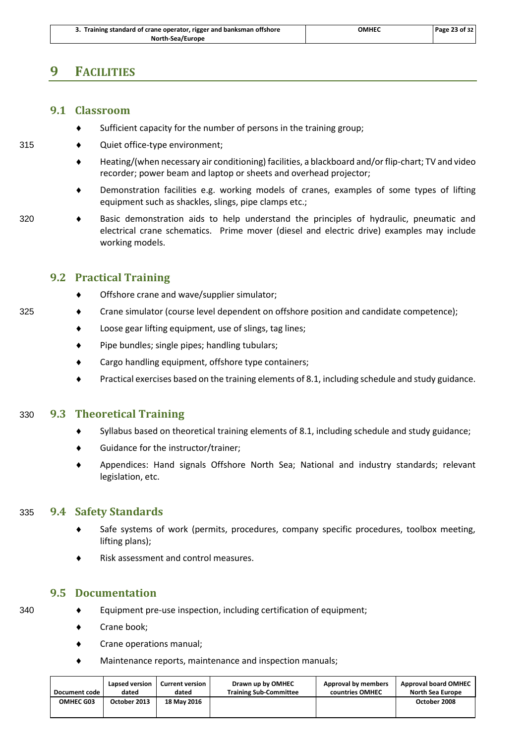# 9 FACILITIES

## 9.1 Classroom

- Sufficient capacity for the number of persons in the training group;
- Quiet office-type environment;
- Heating/(when necessary air conditioning) facilities, a blackboard and/or flip-chart; TV and video recorder; power beam and laptop or sheets and overhead projector;
- Demonstration facilities e.g. working models of cranes, examples of some types of lifting equipment such as shackles, slings, pipe clamps etc.;
- Basic demonstration aids to help understand the principles of hydraulic, pneumatic and electrical crane schematics. Prime mover (diesel and electric drive) examples may include working models.

## 9.2 Practical Training

- Offshore crane and wave/supplier simulator;
- Crane simulator (course level dependent on offshore position and candidate competence);
- Loose gear lifting equipment, use of slings, tag lines;
- Pipe bundles; single pipes; handling tubulars;
- Cargo handling equipment, offshore type containers;
- Practical exercises based on the training elements of 8.1, including schedule and study guidance.

## 9.3 Theoretical Training

- Syllabus based on theoretical training elements of 8.1, including schedule and study guidance;
- Guidance for the instructor/trainer;
- Appendices: Hand signals Offshore North Sea; National and industry standards; relevant legislation, etc.

## 9.4 Safety Standards

- Safe systems of work (permits, procedures, company specific procedures, toolbox meeting, lifting plans);
- Risk assessment and control measures.

## 9.5 Documentation

- Equipment pre-use inspection, including certification of equipment;
- Crane book;
- Crane operations manual;
- Maintenance reports, maintenance and inspection manuals;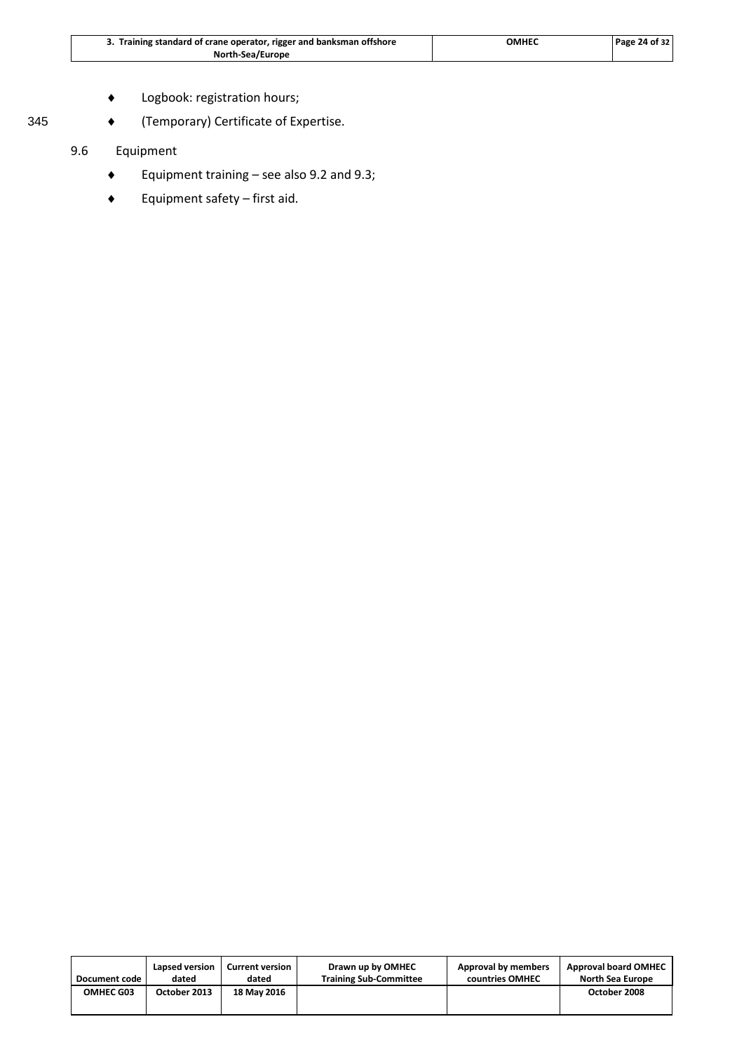- Logbook: registration hours;
- (Temporary) Certificate of Expertise.

## 9.6 Equipment

- Equipment training – see also 9.2 and 9.3;
- Equipment safety – first aid.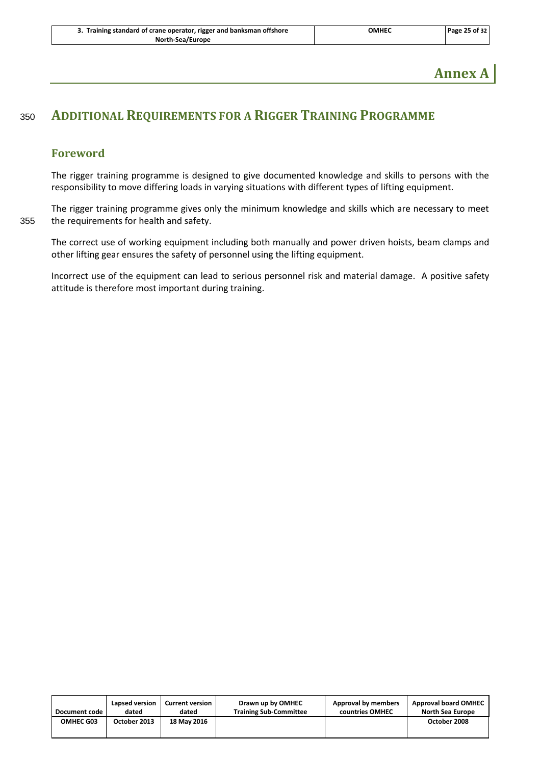# Annex A

## ADDITIONAL REQUIREMENTS FOR A RIGGER TRAINING PROGRAMME

### Foreword

The rigger training programme is designed to give documented knowledge and skills to persons with the responsibility to move differing loads in varying situations with different types of lifting equipment.

The rigger training programme gives only the minimum knowledge and skills which are necessary to meet the requirements for health and safety.

The correct use of working equipment including both manually and power driven hoists, beam clamps and other lifting gear ensures the safety of personnel using the lifting equipment.

Incorrect use of the equipment can lead to serious personnel risk and material damage. A positive safety attitude is therefore most important during training.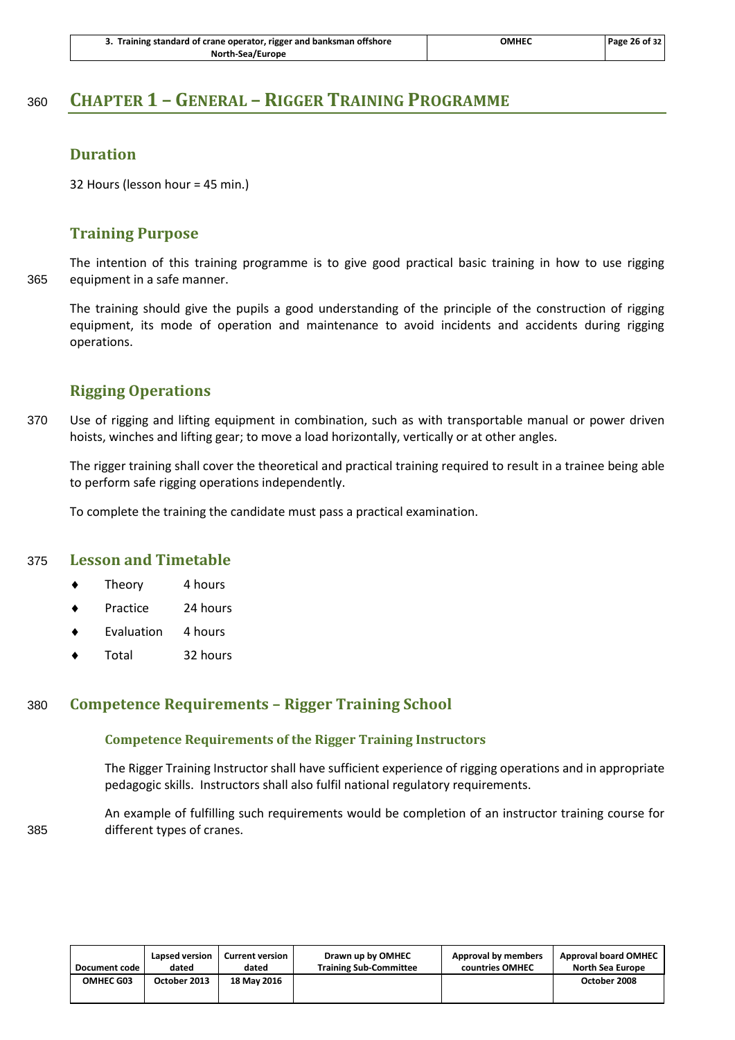# CHAPTER 1 – GENERAL – RIGGER TRAINING PROGRAMME

## Duration

32 Hours (lesson hour = 45 min.)

## Training Purpose

The intention of this training programme is to give good practical basic training in how to use rigging equipment in a safe manner.

The training should give the pupils a good understanding of the principle of the construction of rigging equipment, its mode of operation and maintenance to avoid incidents and accidents during rigging operations.

## Rigging Operations

Use of rigging and lifting equipment in combination, such as with transportable manual or power driven hoists, winches and lifting gear; to move a load horizontally, vertically or at other angles.

The rigger training shall cover the theoretical and practical training required to result in a trainee being able to perform safe rigging operations independently.

To complete the training the candidate must pass a practical examination.

## Lesson and Timetable

- Theory 4 hours
- Practice 24 hours
- Evaluation 4 hours
- Total 32 hours

## Competence Requirements – Rigger Training School

### Competence Requirements of the Rigger Training Instructors

The Rigger Training Instructor shall have sufficient experience of rigging operations and in appropriate pedagogic skills. Instructors shall also fulfil national regulatory requirements.

An example of fulfilling such requirements would be completion of an instructor training course for different types of cranes.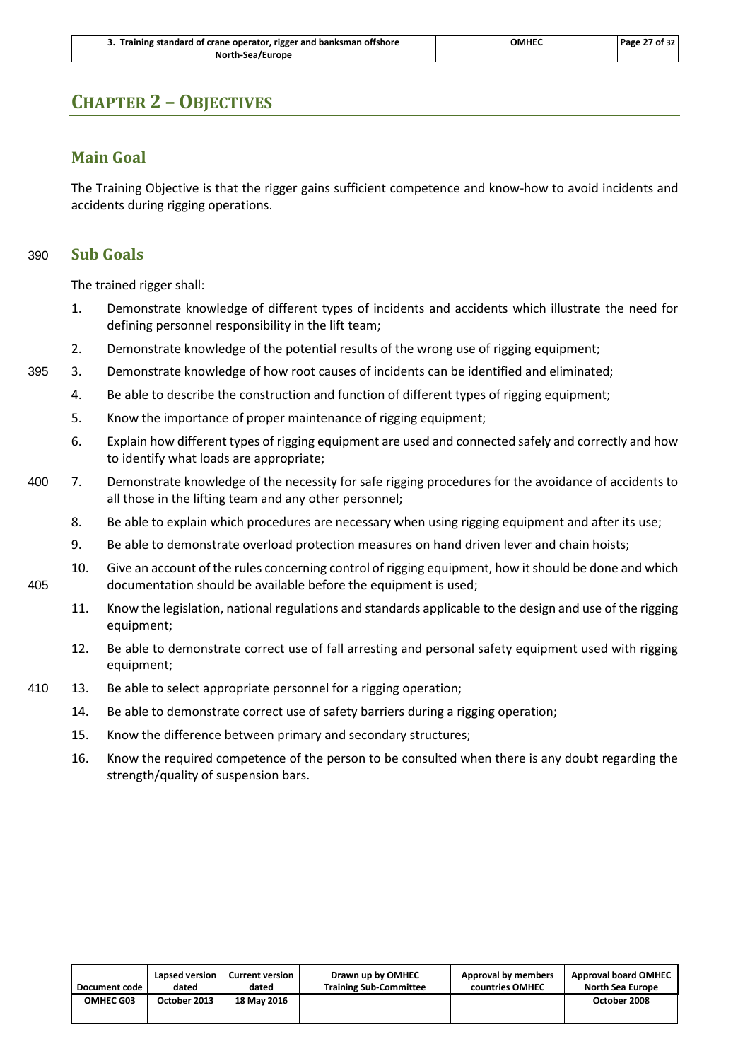# Chapter 2 – Objectives

## Main Goal

The Training Objective is that the rigger gains sufficient competence and know-how to avoid incidents and accidents during rigging operations.

## Sub Goals

The trained rigger shall:

1. Demonstrate knowledge of different types of incidents and accidents which illustrate the need for defining personnel responsibility in the lift team;
2. Demonstrate knowledge of the potential results of the wrong use of rigging equipment;
3. Demonstrate knowledge of how root causes of incidents can be identified and eliminated;
4. Be able to describe the construction and function of different types of rigging equipment;
5. Know the importance of proper maintenance of rigging equipment;
6. Explain how different types of rigging equipment are used and connected safely and correctly and how to identify what loads are appropriate;
7. Demonstrate knowledge of the necessity for safe rigging procedures for the avoidance of accidents to all those in the lifting team and any other personnel;
8. Be able to explain which procedures are necessary when using rigging equipment and after its use;
9. Be able to demonstrate overload protection measures on hand driven lever and chain hoists;
10. Give an account of the rules concerning control of rigging equipment, how it should be done and which documentation should be available before the equipment is used;
11. Know the legislation, national regulations and standards applicable to the design and use of the rigging equipment;
12. Be able to demonstrate correct use of fall arresting and personal safety equipment used with rigging equipment;
13. Be able to select appropriate personnel for a rigging operation;
14. Be able to demonstrate correct use of safety barriers during a rigging operation;
15. Know the difference between primary and secondary structures;
16. Know the required competence of the person to be consulted when there is any doubt regarding the strength/quality of suspension bars.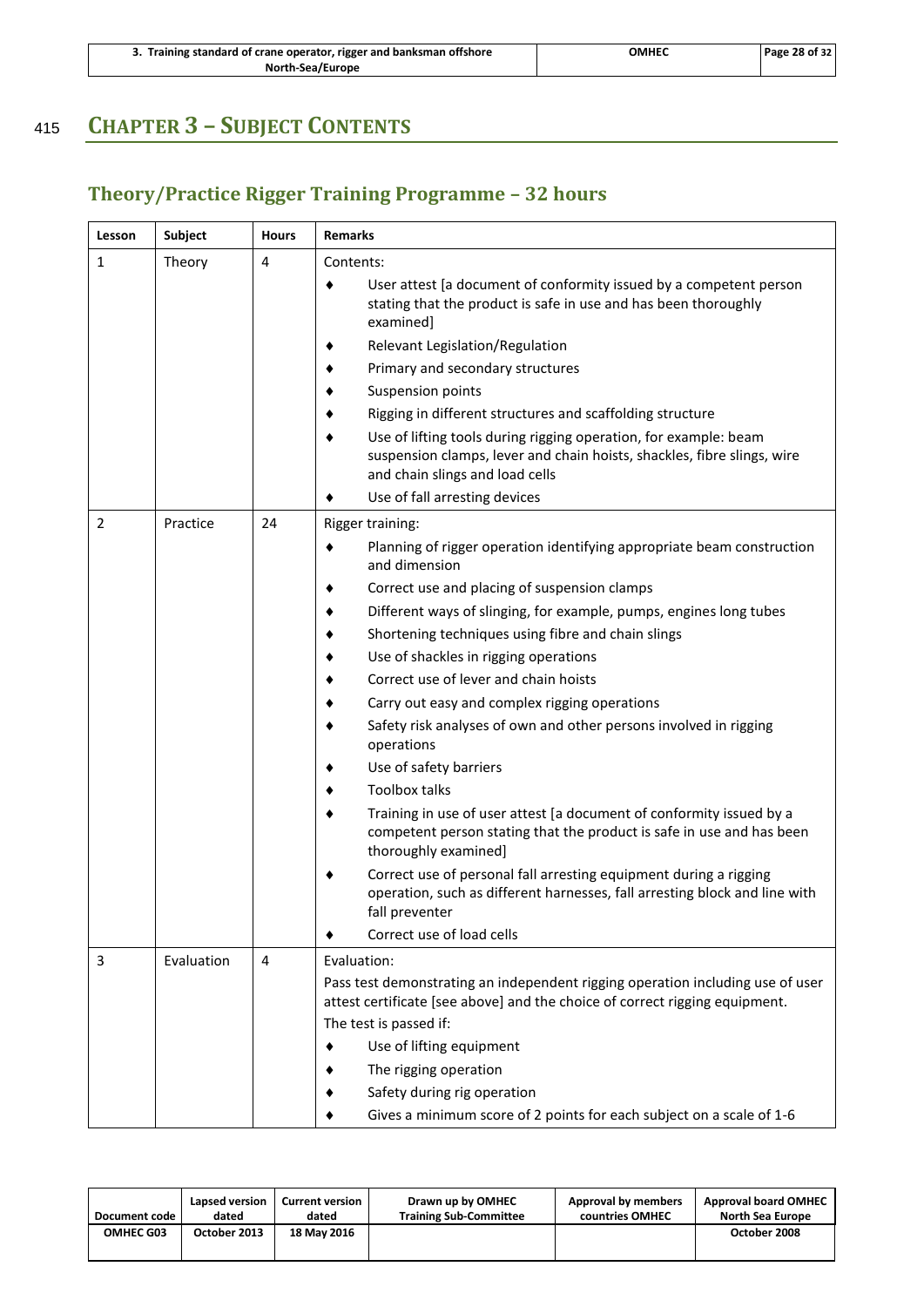# CHAPTER 3 – SUBJECT CONTENTS

## Theory/Practice Rigger Training Programme – 32 hours

| Lesson | Subject | Hours | Remarks |
|---|---|---|---|
| 1 | Theory | 4 | Contents:<br>♦ User attest [a document of conformity issued by a competent person stating that the product is safe in use and has been thoroughly examined]<br>♦ Relevant Legislation/Regulation<br>♦ Primary and secondary structures<br>♦ Suspension points<br>♦ Rigging in different structures and scaffolding structure<br>♦ Use of lifting tools during rigging operation, for example: beam suspension clamps, lever and chain hoists, shackles, fibre slings, wire and chain slings and load cells<br>♦ Use of fall arresting devices |
| 2 | Practice | 24 | Rigger training:<br>♦ Planning of rigger operation identifying appropriate beam construction and dimension<br>♦ Correct use and placing of suspension clamps<br>♦ Different ways of slinging, for example, pumps, engines long tubes<br>♦ Shortening techniques using fibre and chain slings<br>♦ Use of shackles in rigging operations<br>♦ Correct use of lever and chain hoists<br>♦ Carry out easy and complex rigging operations<br>♦ Safety risk analyses of own and other persons involved in rigging operations<br>♦ Use of safety barriers<br>♦ Toolbox talks<br>♦ Training in use of user attest [a document of conformity issued by a competent person stating that the product is safe in use and has been thoroughly examined]<br>♦ Correct use of personal fall arresting equipment during a rigging operation, such as different harnesses, fall arresting block and line with fall preventer<br>♦ Correct use of load cells |
| 3 | Evaluation | 4 | Evaluation:<br>Pass test demonstrating an independent rigging operation including use of user attest certificate [see above] and the choice of correct rigging equipment.<br>The test is passed if:<br>♦ Use of lifting equipment<br>♦ The rigging operation<br>♦ Safety during rig operation<br>♦ Gives a minimum score of 2 points for each subject on a scale of 1-6 |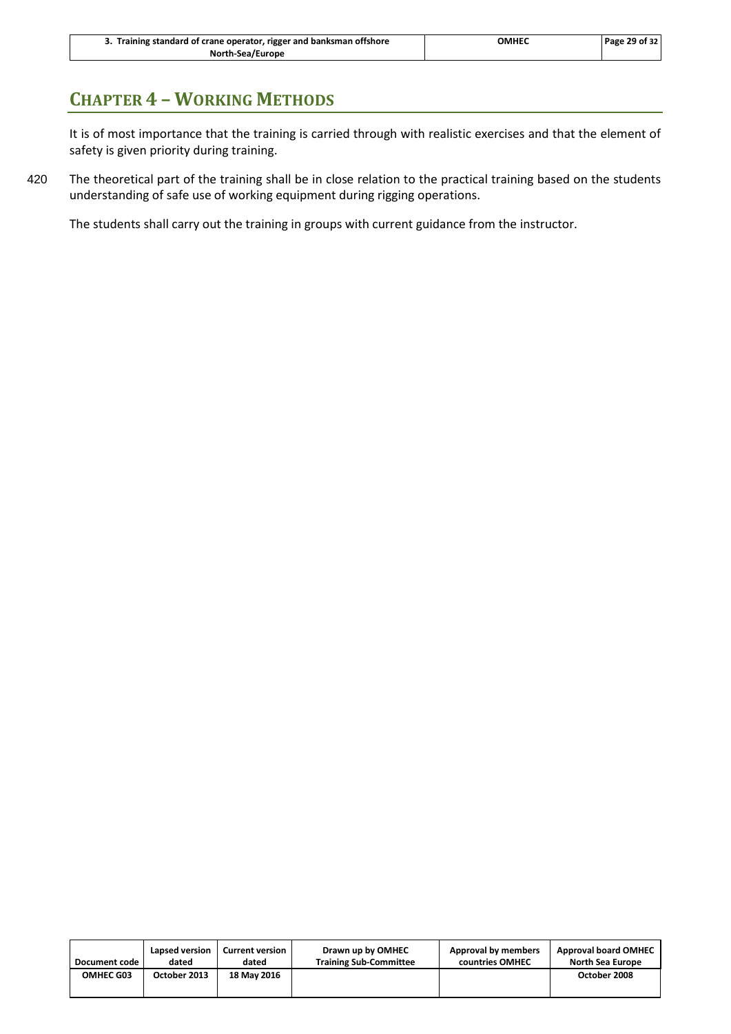# CHAPTER 4 – WORKING METHODS

It is of most importance that the training is carried through with realistic exercises and that the element of safety is given priority during training.

The theoretical part of the training shall be in close relation to the practical training based on the students understanding of safe use of working equipment during rigging operations.

The students shall carry out the training in groups with current guidance from the instructor.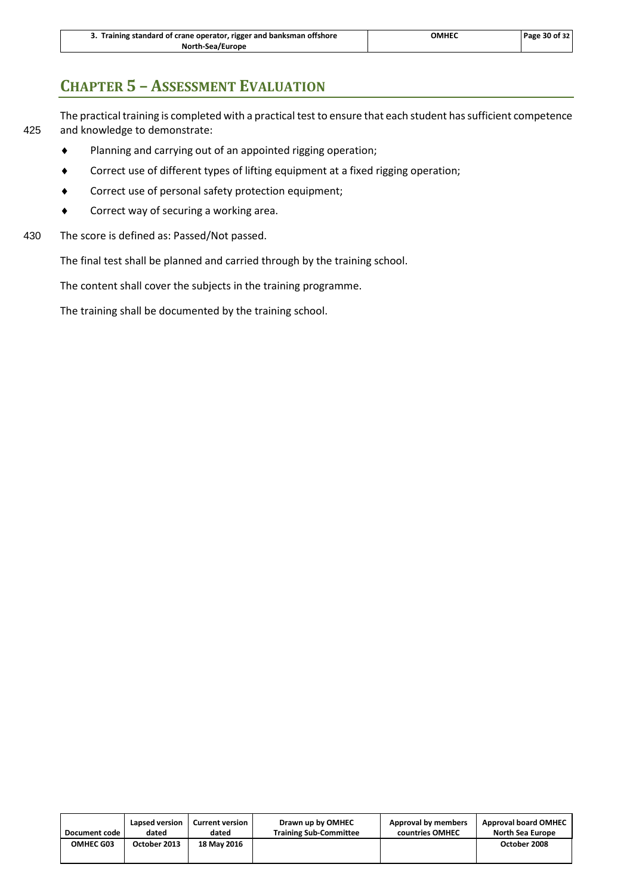## CHAPTER 5 – ASSESSMENT EVALUATION

The practical training is completed with a practical test to ensure that each student has sufficient competence and knowledge to demonstrate:

- Planning and carrying out of an appointed rigging operation;
- Correct use of different types of lifting equipment at a fixed rigging operation;
- Correct use of personal safety protection equipment;
- Correct way of securing a working area.

The score is defined as: Passed/Not passed.

The final test shall be planned and carried through by the training school.

The content shall cover the subjects in the training programme.

The training shall be documented by the training school.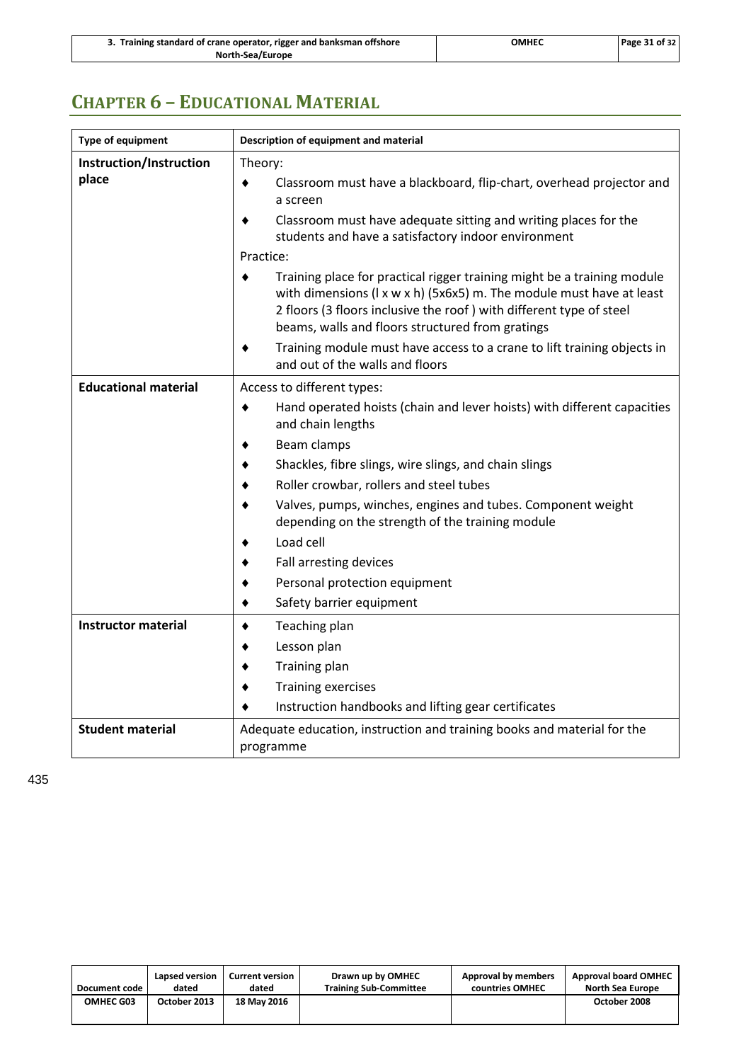# CHAPTER 6 – EDUCATIONAL MATERIAL

| Type of equipment | Description of equipment and material |
|---|---|
| **Instruction/Instruction place** | Theory:<br>♦ Classroom must have a blackboard, flip-chart, overhead projector and a screen<br>♦ Classroom must have adequate sitting and writing places for the students and have a satisfactory indoor environment<br>Practice:<br>♦ Training place for practical rigger training might be a training module with dimensions (l x w x h) (5x6x5) m. The module must have at least 2 floors (3 floors inclusive the roof ) with different type of steel beams, walls and floors structured from gratings<br>♦ Training module must have access to a crane to lift training objects in and out of the walls and floors |
| **Educational material** | Access to different types:<br>♦ Hand operated hoists (chain and lever hoists) with different capacities and chain lengths<br>♦ Beam clamps<br>♦ Shackles, fibre slings, wire slings, and chain slings<br>♦ Roller crowbar, rollers and steel tubes<br>♦ Valves, pumps, winches, engines and tubes. Component weight depending on the strength of the training module<br>♦ Load cell<br>♦ Fall arresting devices<br>♦ Personal protection equipment<br>♦ Safety barrier equipment |
| **Instructor material** | ♦ Teaching plan<br>♦ Lesson plan<br>♦ Training plan<br>♦ Training exercises<br>♦ Instruction handbooks and lifting gear certificates |
| **Student material** | Adequate education, instruction and training books and material for the programme |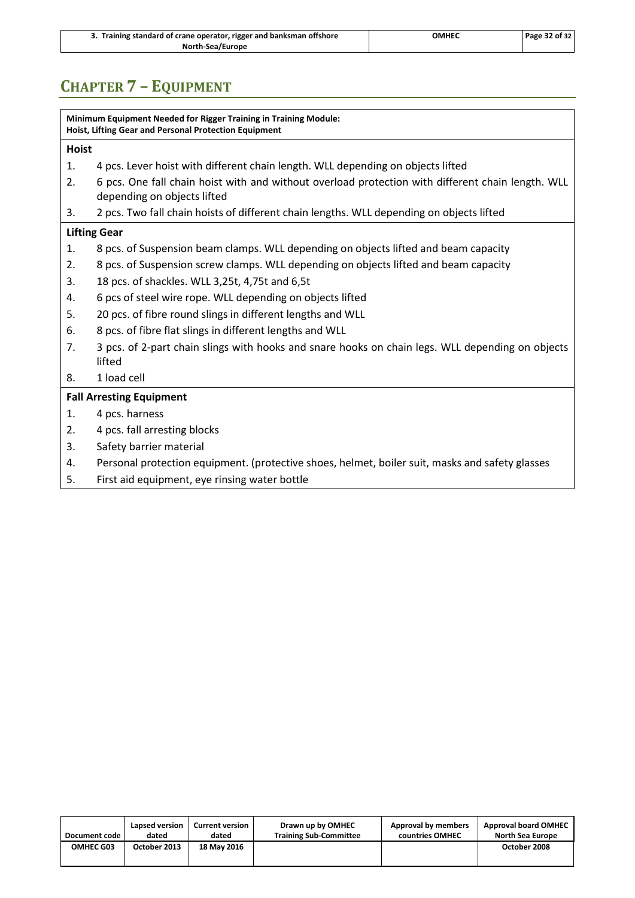# CHAPTER 7 – EQUIPMENT

**Minimum Equipment Needed for Rigger Training in Training Module:**
**Hoist, Lifting Gear and Personal Protection Equipment**

**Hoist**

1. 4 pcs. Lever hoist with different chain length. WLL depending on objects lifted
2. 6 pcs. One fall chain hoist with and without overload protection with different chain length. WLL depending on objects lifted
3. 2 pcs. Two fall chain hoists of different chain lengths. WLL depending on objects lifted

**Lifting Gear**

1. 8 pcs. of Suspension beam clamps. WLL depending on objects lifted and beam capacity
2. 8 pcs. of Suspension screw clamps. WLL depending on objects lifted and beam capacity
3. 18 pcs. of shackles. WLL 3,25t, 4,75t and 6,5t
4. 6 pcs of steel wire rope. WLL depending on objects lifted
5. 20 pcs. of fibre round slings in different lengths and WLL
6. 8 pcs. of fibre flat slings in different lengths and WLL
7. 3 pcs. of 2-part chain slings with hooks and snare hooks on chain legs. WLL depending on objects lifted
8. 1 load cell

**Fall Arresting Equipment**

1. 4 pcs. harness
2. 4 pcs. fall arresting blocks
3. Safety barrier material
4. Personal protection equipment. (protective shoes, helmet, boiler suit, masks and safety glasses
5. First aid equipment, eye rinsing water bottle